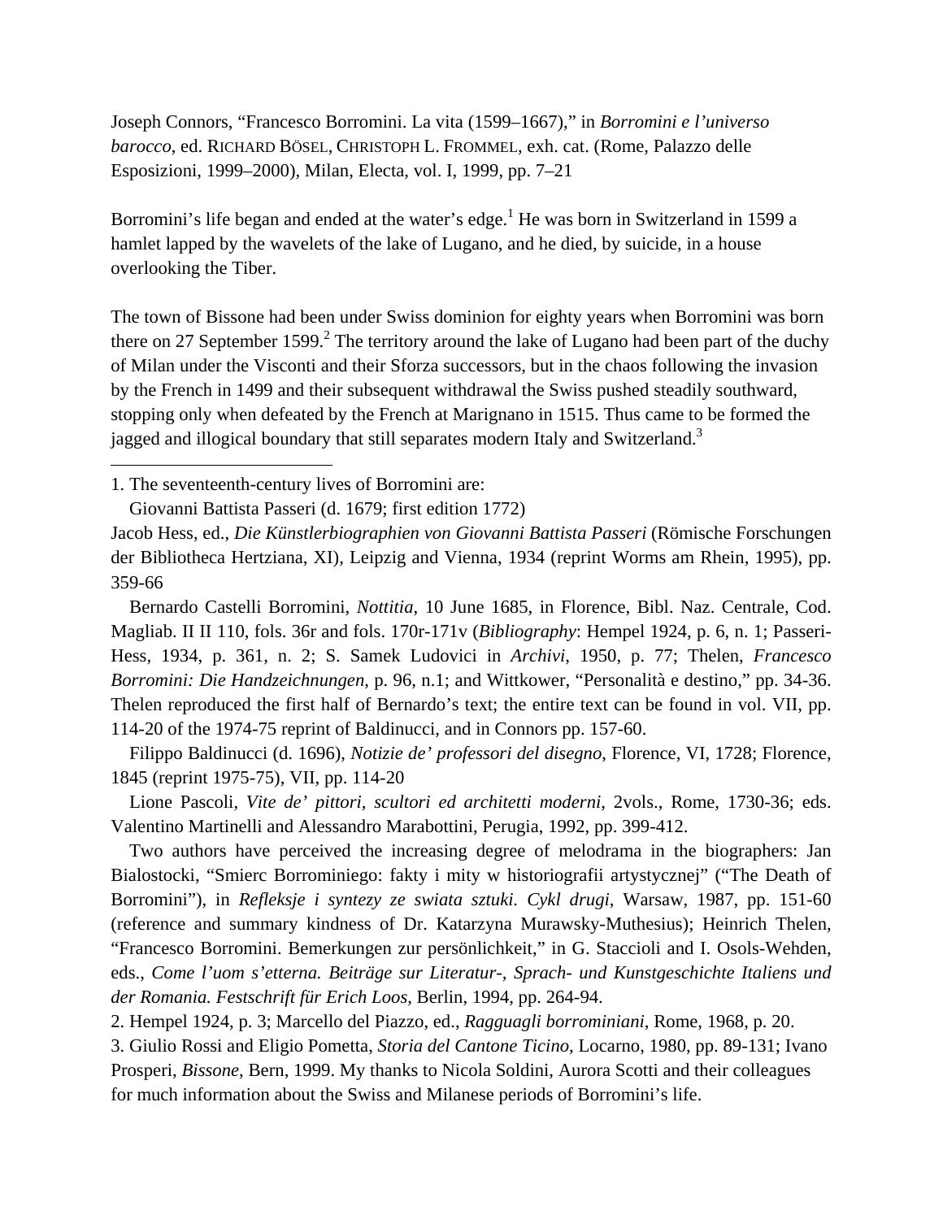Joseph Connors, "Francesco Borromini. La vita (1599–1667)," in *Borromini e l'universo barocco*, ed. RICHARD BÖSEL, CHRISTOPH L. FROMMEL, exh. cat. (Rome, Palazzo delle Esposizioni, 1999–2000), Milan, Electa, vol. I, 1999, pp. 7–21

Borromini's life began and ended at the water's edge.[1] He was born in Switzerland in 1599 a hamlet lapped by the wavelets of the lake of Lugano, and he died, by suicide, in a house overlooking the Tiber.

The town of Bissone had been under Swiss dominion for eighty years when Borromini was born there on 27 September 1599.[2] The territory around the lake of Lugano had been part of the duchy of Milan under the Visconti and their Sforza successors, but in the chaos following the invasion by the French in 1499 and their subsequent withdrawal the Swiss pushed steadily southward, stopping only when defeated by the French at Marignano in 1515. Thus came to be formed the jagged and illogical boundary that still separates modern Italy and Switzerland.[3]

---

1. The seventeenth-century lives of Borromini are:

Giovanni Battista Passeri (d. 1679; first edition 1772)

Jacob Hess, ed., *Die Künstlerbiographien von Giovanni Battista Passeri* (Römische Forschungen der Bibliotheca Hertziana, XI), Leipzig and Vienna, 1934 (reprint Worms am Rhein, 1995), pp. 359-66

Bernardo Castelli Borromini, *Nottitia*, 10 June 1685, in Florence, Bibl. Naz. Centrale, Cod. Magliab. II II 110, fols. 36r and fols. 170r-171v (*Bibliography*: Hempel 1924, p. 6, n. 1; Passeri-Hess, 1934, p. 361, n. 2; S. Samek Ludovici in *Archivi*, 1950, p. 77; Thelen, *Francesco Borromini: Die Handzeichnungen*, p. 96, n.1; and Wittkower, "Personalità e destino," pp. 34-36. Thelen reproduced the first half of Bernardo's text; the entire text can be found in vol. VII, pp. 114-20 of the 1974-75 reprint of Baldinucci, and in Connors pp. 157-60.

Filippo Baldinucci (d. 1696), *Notizie de' professori del disegno*, Florence, VI, 1728; Florence, 1845 (reprint 1975-75), VII, pp. 114-20

Lione Pascoli, *Vite de' pittori, scultori ed architetti moderni*, 2vols., Rome, 1730-36; eds. Valentino Martinelli and Alessandro Marabottini, Perugia, 1992, pp. 399-412.

Two authors have perceived the increasing degree of melodrama in the biographers: Jan Bialostocki, "Smierc Borrominiego: fakty i myty w historiografii artystycznej" ("The Death of Borromini"), in *Refleksje i syntezy ze swiata sztuki. Cykl drugi*, Warsaw, 1987, pp. 151-60 (reference and summary kindness of Dr. Katarzyna Murawsky-Muthesius); Heinrich Thelen, "Francesco Borromini. Bemerkungen zur persönlichkeit," in G. Staccioli and I. Osols-Wehden, eds., *Come l'uom s'etterna. Beiträge sur Literatur-, Sprach- und Kunstgeschichte Italiens und der Romania. Festschrift für Erich Loos*, Berlin, 1994, pp. 264-94.

2. Hempel 1924, p. 3; Marcello del Piazzo, ed., *Ragguagli borrominiani*, Rome, 1968, p. 20.

3. Giulio Rossi and Eligio Pometta, *Storia del Cantone Ticino*, Locarno, 1980, pp. 89-131; Ivano Prosperi, *Bissone*, Bern, 1999. My thanks to Nicola Soldini, Aurora Scotti and their colleagues for much information about the Swiss and Milanese periods of Borromini's life.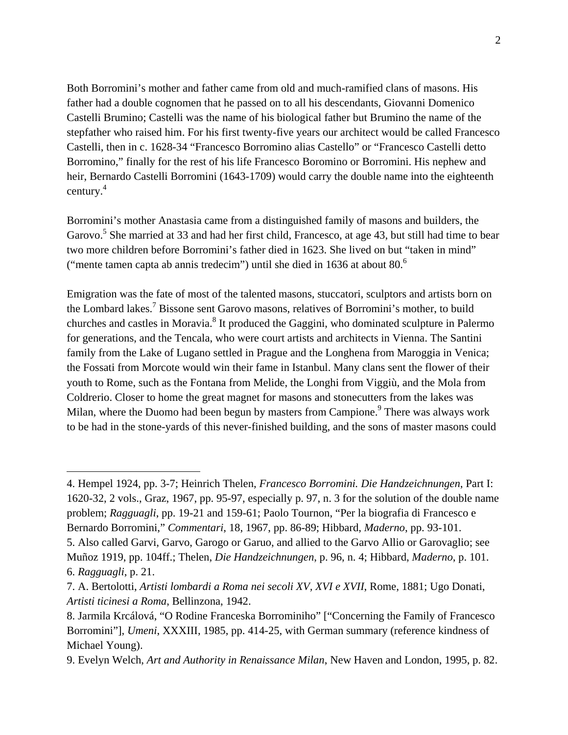Both Borromini's mother and father came from old and much-ramified clans of masons. His father had a double cognomen that he passed on to all his descendants, Giovanni Domenico Castelli Brumino; Castelli was the name of his biological father but Brumino the name of the stepfather who raised him. For his first twenty-five years our architect would be called Francesco Castelli, then in c. 1628-34 "Francesco Borromino alias Castello" or "Francesco Castelli detto Borromino," finally for the rest of his life Francesco Boromino or Borromini. His nephew and heir, Bernardo Castelli Borromini (1643-1709) would carry the double name into the eighteenth century.[4]

Borromini's mother Anastasia came from a distinguished family of masons and builders, the Garovo.[5] She married at 33 and had her first child, Francesco, at age 43, but still had time to bear two more children before Borromini's father died in 1623. She lived on but "taken in mind" ("mente tamen capta ab annis tredecim") until she died in 1636 at about 80.[6]

Emigration was the fate of most of the talented masons, stuccatori, sculptors and artists born on the Lombard lakes.[7] Bissone sent Garovo masons, relatives of Borromini's mother, to build churches and castles in Moravia.[8] It produced the Gaggini, who dominated sculpture in Palermo for generations, and the Tencala, who were court artists and architects in Vienna. The Santini family from the Lake of Lugano settled in Prague and the Longhena from Maroggia in Venica; the Fossati from Morcote would win their fame in Istanbul. Many clans sent the flower of their youth to Rome, such as the Fontana from Melide, the Longhi from Viggiù, and the Mola from Coldrerio. Closer to home the great magnet for masons and stonecutters from the lakes was Milan, where the Duomo had been begun by masters from Campione.[9] There was always work to be had in the stone-yards of this never-finished building, and the sons of master masons could

---

4. Hempel 1924, pp. 3-7; Heinrich Thelen, *Francesco Borromini. Die Handzeichnungen*, Part I: 1620-32, 2 vols., Graz, 1967, pp. 95-97, especially p. 97, n. 3 for the solution of the double name problem; *Ragguagli*, pp. 19-21 and 159-61; Paolo Tournon, "Per la biografia di Francesco e Bernardo Borromini," *Commentari*, 18, 1967, pp. 86-89; Hibbard, *Maderno*, pp. 93-101.

5. Also called Garvi, Garvo, Garogo or Garuo, and allied to the Garvo Allio or Garovaglio; see Muñoz 1919, pp. 104ff.; Thelen, *Die Handzeichnungen*, p. 96, n. 4; Hibbard, *Maderno*, p. 101.

6. *Ragguagli*, p. 21.

7. A. Bertolotti, *Artisti lombardi a Roma nei secoli XV, XVI e XVII*, Rome, 1881; Ugo Donati, *Artisti ticinesi a Roma*, Bellinzona, 1942.

8. Jarmila Krcálová, "O Rodine Franceska Borrominiho" ["Concerning the Family of Francesco Borromini"], *Umeni*, XXXIII, 1985, pp. 414-25, with German summary (reference kindness of Michael Young).

9. Evelyn Welch, *Art and Authority in Renaissance Milan*, New Haven and London, 1995, p. 82.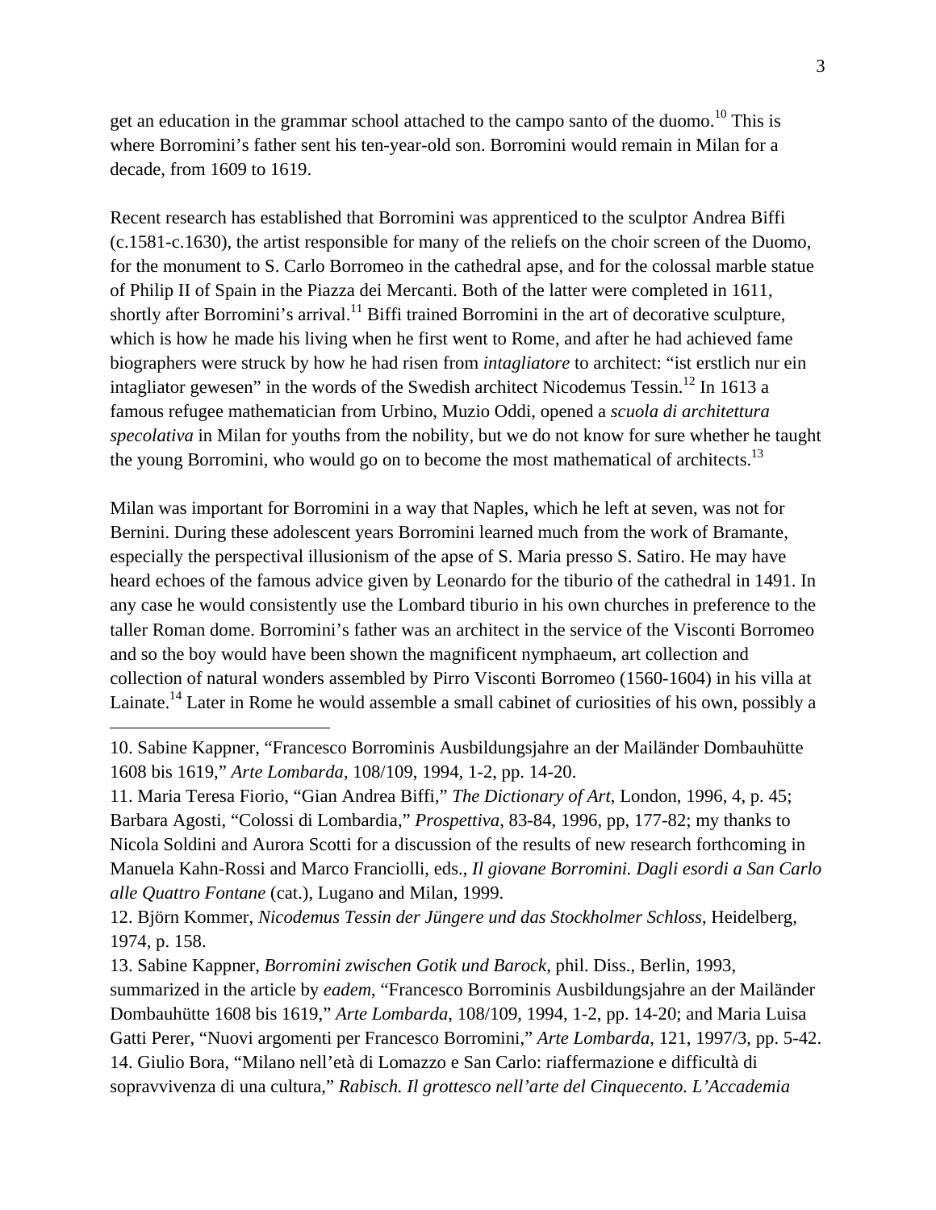get an education in the grammar school attached to the campo santo of the duomo.[10] This is where Borromini's father sent his ten-year-old son. Borromini would remain in Milan for a decade, from 1609 to 1619.

Recent research has established that Borromini was apprenticed to the sculptor Andrea Biffi (c.1581-c.1630), the artist responsible for many of the reliefs on the choir screen of the Duomo, for the monument to S. Carlo Borromeo in the cathedral apse, and for the colossal marble statue of Philip II of Spain in the Piazza dei Mercanti. Both of the latter were completed in 1611, shortly after Borromini's arrival.[11] Biffi trained Borromini in the art of decorative sculpture, which is how he made his living when he first went to Rome, and after he had achieved fame biographers were struck by how he had risen from *intagliatore* to architect: "ist erstlich nur ein intagliator gewesen" in the words of the Swedish architect Nicodemus Tessin.[12] In 1613 a famous refugee mathematician from Urbino, Muzio Oddi, opened a *scuola di architettura specolativa* in Milan for youths from the nobility, but we do not know for sure whether he taught the young Borromini, who would go on to become the most mathematical of architects.[13]

Milan was important for Borromini in a way that Naples, which he left at seven, was not for Bernini. During these adolescent years Borromini learned much from the work of Bramante, especially the perspectival illusionism of the apse of S. Maria presso S. Satiro. He may have heard echoes of the famous advice given by Leonardo for the tiburio of the cathedral in 1491. In any case he would consistently use the Lombard tiburio in his own churches in preference to the taller Roman dome. Borromini's father was an architect in the service of the Visconti Borromeo and so the boy would have been shown the magnificent nymphaeum, art collection and collection of natural wonders assembled by Pirro Visconti Borromeo (1560-1604) in his villa at Lainate.[14] Later in Rome he would assemble a small cabinet of curiosities of his own, possibly a

---

10. Sabine Kappner, "Francesco Borrominis Ausbildungsjahre an der Mailänder Dombauhütte 1608 bis 1619," *Arte Lombarda*, 108/109, 1994, 1-2, pp. 14-20.

11. Maria Teresa Fiorio, "Gian Andrea Biffi," *The Dictionary of Art*, London, 1996, 4, p. 45; Barbara Agosti, "Colossi di Lombardia," *Prospettiva*, 83-84, 1996, pp, 177-82; my thanks to Nicola Soldini and Aurora Scotti for a discussion of the results of new research forthcoming in Manuela Kahn-Rossi and Marco Franciolli, eds., *Il giovane Borromini. Dagli esordi a San Carlo alle Quattro Fontane* (cat.), Lugano and Milan, 1999.

12. Björn Kommer, *Nicodemus Tessin der Jüngere und das Stockholmer Schloss*, Heidelberg, 1974, p. 158.

13. Sabine Kappner, *Borromini zwischen Gotik und Barock*, phil. Diss., Berlin, 1993, summarized in the article by *eadem*, "Francesco Borrominis Ausbildungsjahre an der Mailänder Dombauhütte 1608 bis 1619," *Arte Lombarda*, 108/109, 1994, 1-2, pp. 14-20; and Maria Luisa Gatti Perer, "Nuovi argomenti per Francesco Borromini," *Arte Lombarda*, 121, 1997/3, pp. 5-42.

14. Giulio Bora, "Milano nell'età di Lomazzo e San Carlo: riaffermazione e difficultà di sopravvivenza di una cultura," *Rabisch. Il grottesco nell'arte del Cinquecento. L'Accademia*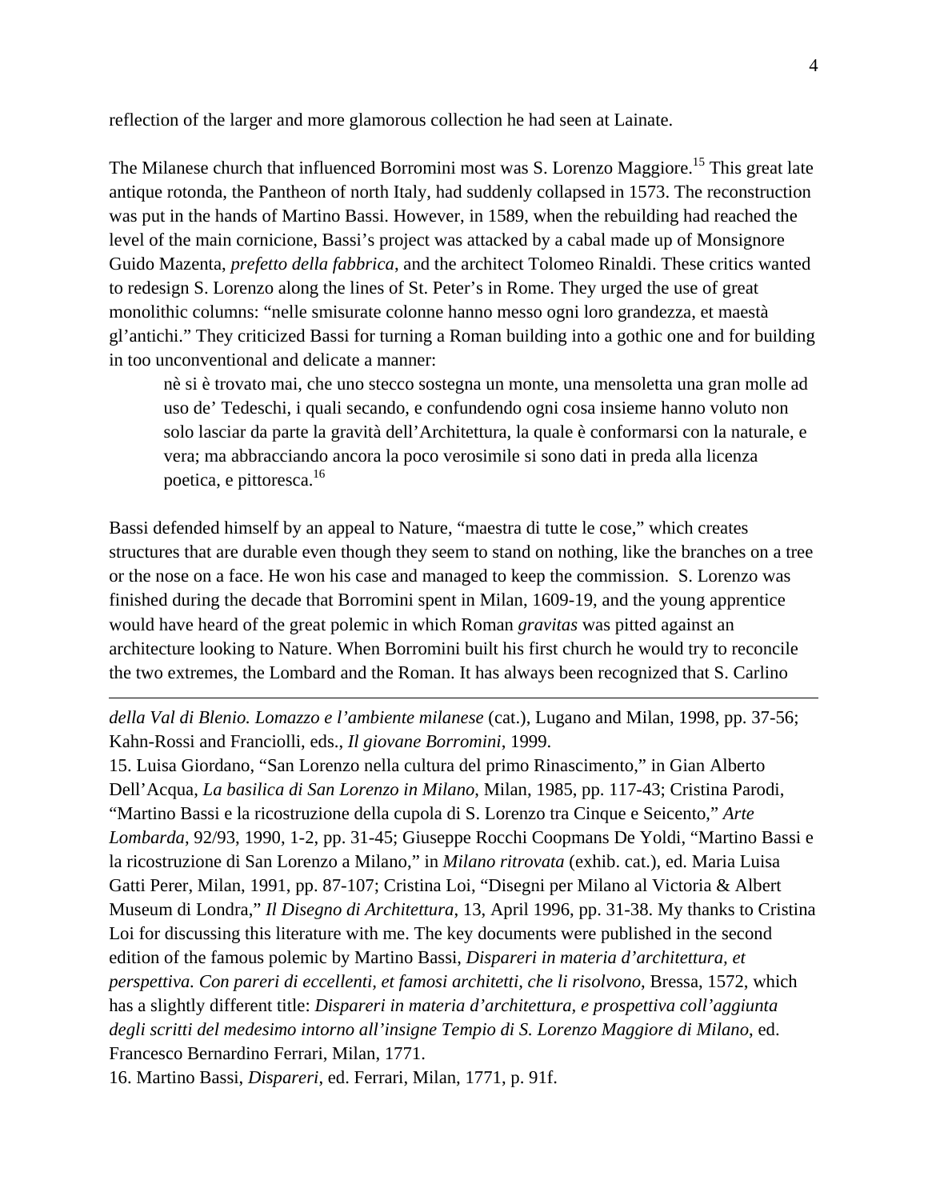reflection of the larger and more glamorous collection he had seen at Lainate.

The Milanese church that influenced Borromini most was S. Lorenzo Maggiore.[15] This great late antique rotonda, the Pantheon of north Italy, had suddenly collapsed in 1573. The reconstruction was put in the hands of Martino Bassi. However, in 1589, when the rebuilding had reached the level of the main cornicione, Bassi's project was attacked by a cabal made up of Monsignore Guido Mazenta, *prefetto della fabbrica*, and the architect Tolomeo Rinaldi. These critics wanted to redesign S. Lorenzo along the lines of St. Peter's in Rome. They urged the use of great monolithic columns: "nelle smisurate colonne hanno messo ogni loro grandezza, et maestà gl'antichi." They criticized Bassi for turning a Roman building into a gothic one and for building in too unconventional and delicate a manner:

> nè si è trovato mai, che uno stecco sostegna un monte, una mensoletta una gran molle ad uso de' Tedeschi, i quali secando, e confundendo ogni cosa insieme hanno voluto non solo lasciar da parte la gravità dell'Architettura, la quale è conformarsi con la naturale, e vera; ma abbracciando ancora la poco verosimile si sono dati in preda alla licenza poetica, e pittoresca.[16]

Bassi defended himself by an appeal to Nature, "maestra di tutte le cose," which creates structures that are durable even though they seem to stand on nothing, like the branches on a tree or the nose on a face. He won his case and managed to keep the commission. S. Lorenzo was finished during the decade that Borromini spent in Milan, 1609-19, and the young apprentice would have heard of the great polemic in which Roman *gravitas* was pitted against an architecture looking to Nature. When Borromini built his first church he would try to reconcile the two extremes, the Lombard and the Roman. It has always been recognized that S. Carlino

---

*della Val di Blenio. Lomazzo e l'ambiente milanese* (cat.), Lugano and Milan, 1998, pp. 37-56; Kahn-Rossi and Franciolli, eds., *Il giovane Borromini*, 1999.

15. Luisa Giordano, "San Lorenzo nella cultura del primo Rinascimento," in Gian Alberto Dell'Acqua, *La basilica di San Lorenzo in Milano*, Milan, 1985, pp. 117-43; Cristina Parodi, "Martino Bassi e la ricostruzione della cupola di S. Lorenzo tra Cinque e Seicento," *Arte Lombarda*, 92/93, 1990, 1-2, pp. 31-45; Giuseppe Rocchi Coopmans De Yoldi, "Martino Bassi e la ricostruzione di San Lorenzo a Milano," in *Milano ritrovata* (exhib. cat.), ed. Maria Luisa Gatti Perer, Milan, 1991, pp. 87-107; Cristina Loi, "Disegni per Milano al Victoria & Albert Museum di Londra," *Il Disegno di Architettura*, 13, April 1996, pp. 31-38. My thanks to Cristina Loi for discussing this literature with me. The key documents were published in the second edition of the famous polemic by Martino Bassi, *Dispareri in materia d'architettura, et perspettiva. Con pareri di eccellenti, et famosi architetti, che li risolvono*, Bressa, 1572, which has a slightly different title: *Dispareri in materia d'architettura, e prospettiva coll'aggiunta degli scritti del medesimo intorno all'insigne Tempio di S. Lorenzo Maggiore di Milano*, ed. Francesco Bernardino Ferrari, Milan, 1771.

16. Martino Bassi, *Dispareri*, ed. Ferrari, Milan, 1771, p. 91f.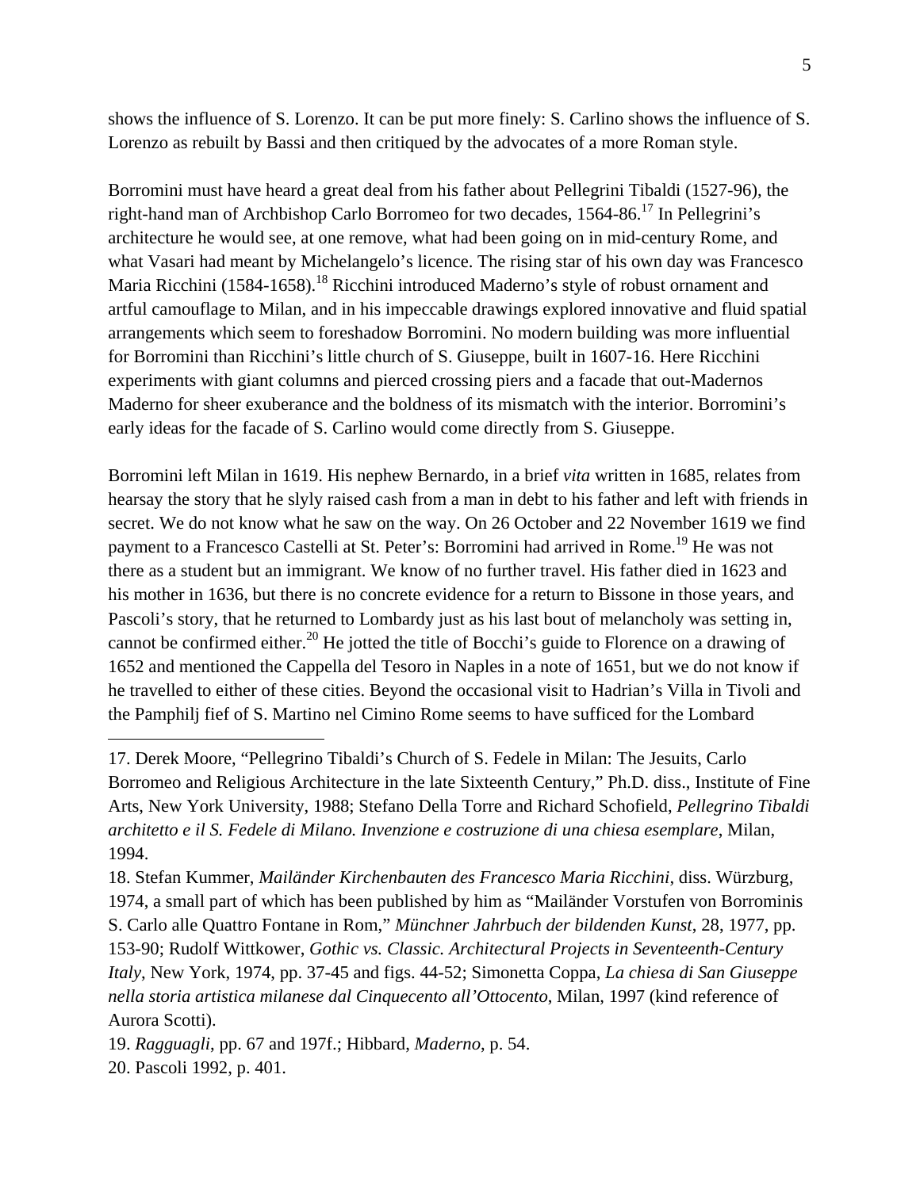shows the influence of S. Lorenzo. It can be put more finely: S. Carlino shows the influence of S. Lorenzo as rebuilt by Bassi and then critiqued by the advocates of a more Roman style.

Borromini must have heard a great deal from his father about Pellegrini Tibaldi (1527-96), the right-hand man of Archbishop Carlo Borromeo for two decades, 1564-86.[17] In Pellegrini's architecture he would see, at one remove, what had been going on in mid-century Rome, and what Vasari had meant by Michelangelo's licence. The rising star of his own day was Francesco Maria Ricchini (1584-1658).[18] Ricchini introduced Maderno's style of robust ornament and artful camouflage to Milan, and in his impeccable drawings explored innovative and fluid spatial arrangements which seem to foreshadow Borromini. No modern building was more influential for Borromini than Ricchini's little church of S. Giuseppe, built in 1607-16. Here Ricchini experiments with giant columns and pierced crossing piers and a facade that out-Madernos Maderno for sheer exuberance and the boldness of its mismatch with the interior. Borromini's early ideas for the facade of S. Carlino would come directly from S. Giuseppe.

Borromini left Milan in 1619. His nephew Bernardo, in a brief *vita* written in 1685, relates from hearsay the story that he slyly raised cash from a man in debt to his father and left with friends in secret. We do not know what he saw on the way. On 26 October and 22 November 1619 we find payment to a Francesco Castelli at St. Peter's: Borromini had arrived in Rome.[19] He was not there as a student but an immigrant. We know of no further travel. His father died in 1623 and his mother in 1636, but there is no concrete evidence for a return to Bissone in those years, and Pascoli's story, that he returned to Lombardy just as his last bout of melancholy was setting in, cannot be confirmed either.[20] He jotted the title of Bocchi's guide to Florence on a drawing of 1652 and mentioned the Cappella del Tesoro in Naples in a note of 1651, but we do not know if he travelled to either of these cities. Beyond the occasional visit to Hadrian's Villa in Tivoli and the Pamphilj fief of S. Martino nel Cimino Rome seems to have sufficed for the Lombard

---

17. Derek Moore, "Pellegrino Tibaldi's Church of S. Fedele in Milan: The Jesuits, Carlo Borromeo and Religious Architecture in the late Sixteenth Century," Ph.D. diss., Institute of Fine Arts, New York University, 1988; Stefano Della Torre and Richard Schofield, *Pellegrino Tibaldi architetto e il S. Fedele di Milano. Invenzione e costruzione di una chiesa esemplare*, Milan, 1994.

18. Stefan Kummer, *Mailänder Kirchenbauten des Francesco Maria Ricchini*, diss. Würzburg, 1974, a small part of which has been published by him as "Mailänder Vorstufen von Borrominis S. Carlo alle Quattro Fontane in Rom," *Münchner Jahrbuch der bildenden Kunst*, 28, 1977, pp. 153-90; Rudolf Wittkower, *Gothic vs. Classic. Architectural Projects in Seventeenth-Century Italy*, New York, 1974, pp. 37-45 and figs. 44-52; Simonetta Coppa, *La chiesa di San Giuseppe nella storia artistica milanese dal Cinquecento all'Ottocento*, Milan, 1997 (kind reference of Aurora Scotti).

19. *Ragguagli*, pp. 67 and 197f.; Hibbard, *Maderno*, p. 54.

20. Pascoli 1992, p. 401.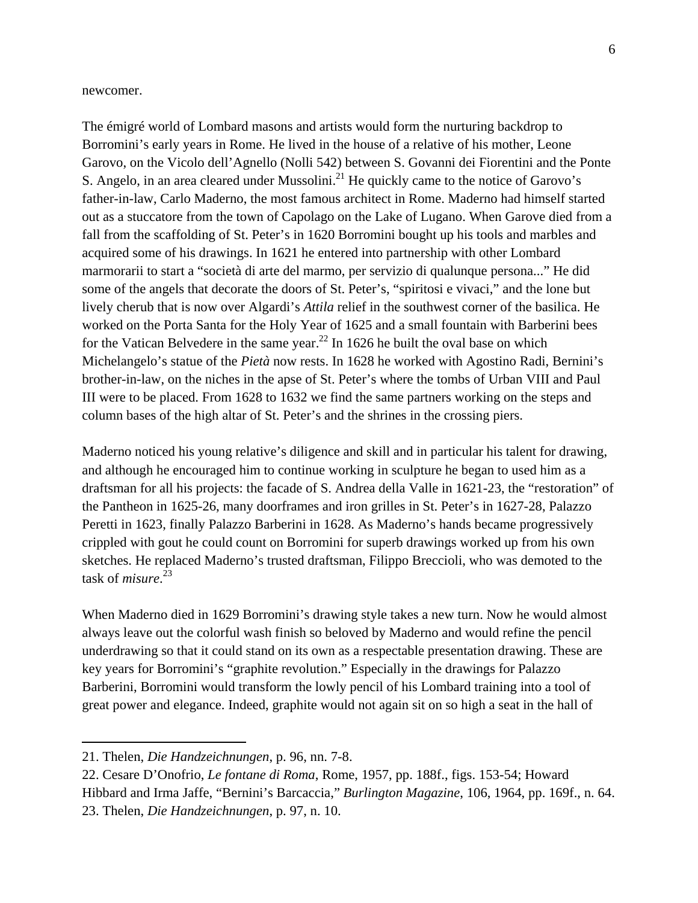newcomer.

The émigré world of Lombard masons and artists would form the nurturing backdrop to Borromini's early years in Rome. He lived in the house of a relative of his mother, Leone Garovo, on the Vicolo dell'Agnello (Nolli 542) between S. Govanni dei Fiorentini and the Ponte S. Angelo, in an area cleared under Mussolini.[21] He quickly came to the notice of Garovo's father-in-law, Carlo Maderno, the most famous architect in Rome. Maderno had himself started out as a stuccatore from the town of Capolago on the Lake of Lugano. When Garove died from a fall from the scaffolding of St. Peter's in 1620 Borromini bought up his tools and marbles and acquired some of his drawings. In 1621 he entered into partnership with other Lombard marmorarii to start a "società di arte del marmo, per servizio di qualunque persona..." He did some of the angels that decorate the doors of St. Peter's, "spiritosi e vivaci," and the lone but lively cherub that is now over Algardi's *Attila* relief in the southwest corner of the basilica. He worked on the Porta Santa for the Holy Year of 1625 and a small fountain with Barberini bees for the Vatican Belvedere in the same year.[22] In 1626 he built the oval base on which Michelangelo's statue of the *Pietà* now rests. In 1628 he worked with Agostino Radi, Bernini's brother-in-law, on the niches in the apse of St. Peter's where the tombs of Urban VIII and Paul III were to be placed. From 1628 to 1632 we find the same partners working on the steps and column bases of the high altar of St. Peter's and the shrines in the crossing piers.

Maderno noticed his young relative's diligence and skill and in particular his talent for drawing, and although he encouraged him to continue working in sculpture he began to used him as a draftsman for all his projects: the facade of S. Andrea della Valle in 1621-23, the "restoration" of the Pantheon in 1625-26, many doorframes and iron grilles in St. Peter's in 1627-28, Palazzo Peretti in 1623, finally Palazzo Barberini in 1628. As Maderno's hands became progressively crippled with gout he could count on Borromini for superb drawings worked up from his own sketches. He replaced Maderno's trusted draftsman, Filippo Breccioli, who was demoted to the task of *misure*.[23]

When Maderno died in 1629 Borromini's drawing style takes a new turn. Now he would almost always leave out the colorful wash finish so beloved by Maderno and would refine the pencil underdrawing so that it could stand on its own as a respectable presentation drawing. These are key years for Borromini's "graphite revolution." Especially in the drawings for Palazzo Barberini, Borromini would transform the lowly pencil of his Lombard training into a tool of great power and elegance. Indeed, graphite would not again sit on so high a seat in the hall of

---

21. Thelen, *Die Handzeichnungen*, p. 96, nn. 7-8.

22. Cesare D'Onofrio, *Le fontane di Roma*, Rome, 1957, pp. 188f., figs. 153-54; Howard Hibbard and Irma Jaffe, "Bernini's Barcaccia," *Burlington Magazine*, 106, 1964, pp. 169f., n. 64.

23. Thelen, *Die Handzeichnungen*, p. 97, n. 10.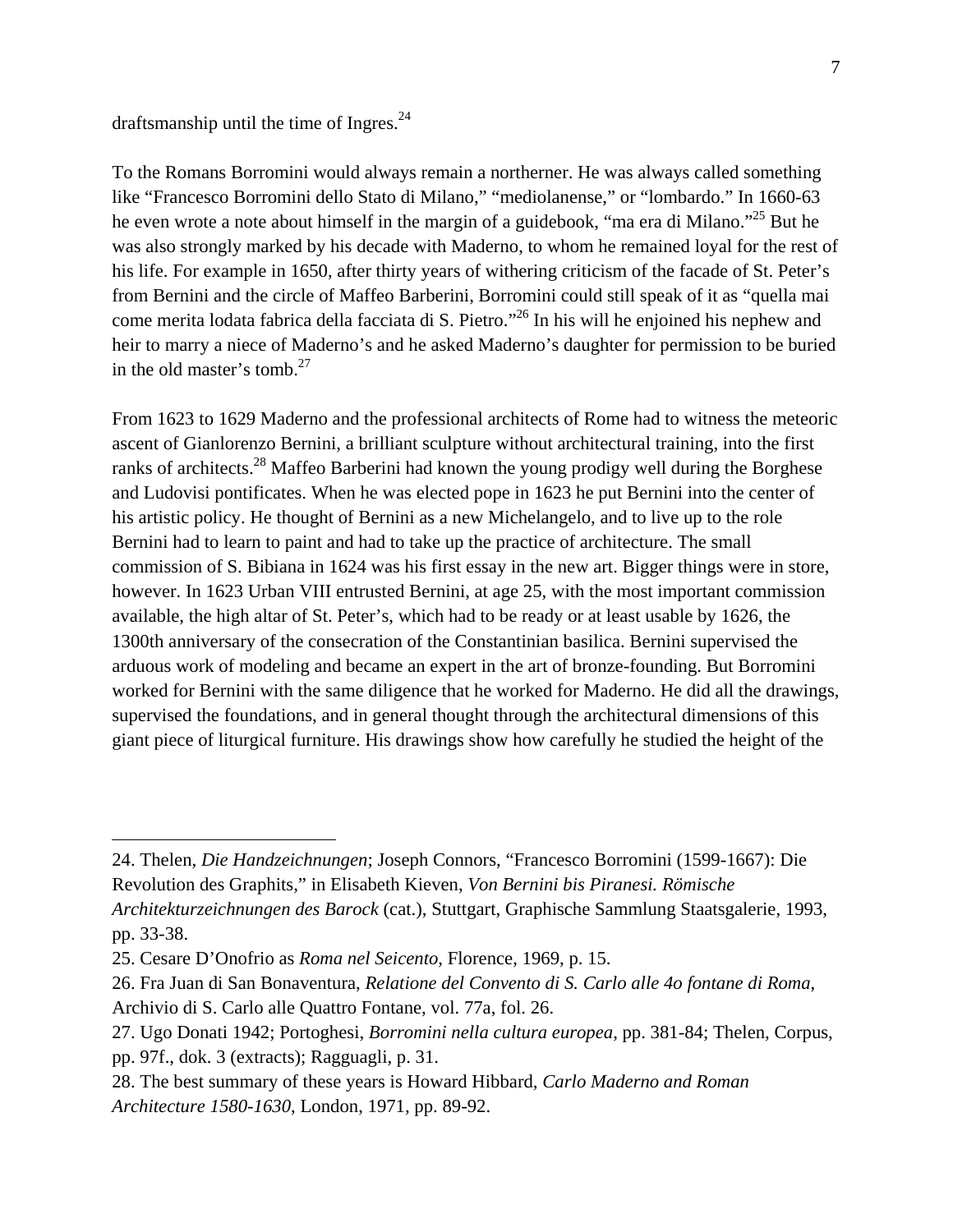draftsmanship until the time of Ingres.[24]

To the Romans Borromini would always remain a northerner. He was always called something like "Francesco Borromini dello Stato di Milano," "mediolanense," or "lombardo." In 1660-63 he even wrote a note about himself in the margin of a guidebook, "ma era di Milano."[25] But he was also strongly marked by his decade with Maderno, to whom he remained loyal for the rest of his life. For example in 1650, after thirty years of withering criticism of the facade of St. Peter's from Bernini and the circle of Maffeo Barberini, Borromini could still speak of it as "quella mai come merita lodata fabrica della facciata di S. Pietro."[26] In his will he enjoined his nephew and heir to marry a niece of Maderno's and he asked Maderno's daughter for permission to be buried in the old master's tomb.[27]

From 1623 to 1629 Maderno and the professional architects of Rome had to witness the meteoric ascent of Gianlorenzo Bernini, a brilliant sculpture without architectural training, into the first ranks of architects.[28] Maffeo Barberini had known the young prodigy well during the Borghese and Ludovisi pontificates. When he was elected pope in 1623 he put Bernini into the center of his artistic policy. He thought of Bernini as a new Michelangelo, and to live up to the role Bernini had to learn to paint and had to take up the practice of architecture. The small commission of S. Bibiana in 1624 was his first essay in the new art. Bigger things were in store, however. In 1623 Urban VIII entrusted Bernini, at age 25, with the most important commission available, the high altar of St. Peter's, which had to be ready or at least usable by 1626, the 1300th anniversary of the consecration of the Constantinian basilica. Bernini supervised the arduous work of modeling and became an expert in the art of bronze-founding. But Borromini worked for Bernini with the same diligence that he worked for Maderno. He did all the drawings, supervised the foundations, and in general thought through the architectural dimensions of this giant piece of liturgical furniture. His drawings show how carefully he studied the height of the

---

24. Thelen, *Die Handzeichnungen*; Joseph Connors, "Francesco Borromini (1599-1667): Die Revolution des Graphits," in Elisabeth Kieven, *Von Bernini bis Piranesi. Römische Architekturzeichnungen des Barock* (cat.), Stuttgart, Graphische Sammlung Staatsgalerie, 1993, pp. 33-38.

25. Cesare D'Onofrio as *Roma nel Seicento*, Florence, 1969, p. 15.

26. Fra Juan di San Bonaventura, *Relatione del Convento di S. Carlo alle 4o fontane di Roma,* Archivio di S. Carlo alle Quattro Fontane, vol. 77a, fol. 26.

27. Ugo Donati 1942; Portoghesi, *Borromini nella cultura europea*, pp. 381-84; Thelen, Corpus, pp. 97f., dok. 3 (extracts); Ragguagli, p. 31.

28. The best summary of these years is Howard Hibbard, *Carlo Maderno and Roman Architecture 1580-1630*, London, 1971, pp. 89-92.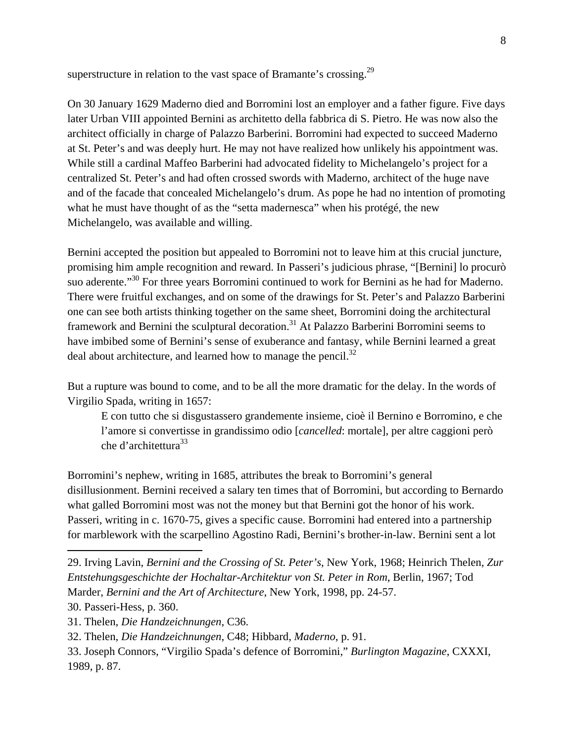superstructure in relation to the vast space of Bramante's crossing.[29]

On 30 January 1629 Maderno died and Borromini lost an employer and a father figure. Five days later Urban VIII appointed Bernini as architetto della fabbrica di S. Pietro. He was now also the architect officially in charge of Palazzo Barberini. Borromini had expected to succeed Maderno at St. Peter's and was deeply hurt. He may not have realized how unlikely his appointment was. While still a cardinal Maffeo Barberini had advocated fidelity to Michelangelo's project for a centralized St. Peter's and had often crossed swords with Maderno, architect of the huge nave and of the facade that concealed Michelangelo's drum. As pope he had no intention of promoting what he must have thought of as the "setta madernesca" when his protégé, the new Michelangelo, was available and willing.

Bernini accepted the position but appealed to Borromini not to leave him at this crucial juncture, promising him ample recognition and reward. In Passeri's judicious phrase, "[Bernini] lo procurò suo aderente."[30] For three years Borromini continued to work for Bernini as he had for Maderno. There were fruitful exchanges, and on some of the drawings for St. Peter's and Palazzo Barberini one can see both artists thinking together on the same sheet, Borromini doing the architectural framework and Bernini the sculptural decoration.[31] At Palazzo Barberini Borromini seems to have imbibed some of Bernini's sense of exuberance and fantasy, while Bernini learned a great deal about architecture, and learned how to manage the pencil.[32]

But a rupture was bound to come, and to be all the more dramatic for the delay. In the words of Virgilio Spada, writing in 1657:

> E con tutto che si disgustassero grandemente insieme, cioè il Bernino e Borromino, e che l'amore si convertisse in grandissimo odio [*cancelled*: mortale], per altre caggioni però che d'architettura[33]

Borromini's nephew, writing in 1685, attributes the break to Borromini's general disillusionment. Bernini received a salary ten times that of Borromini, but according to Bernardo what galled Borromini most was not the money but that Bernini got the honor of his work. Passeri, writing in c. 1670-75, gives a specific cause. Borromini had entered into a partnership for marblework with the scarpellino Agostino Radi, Bernini's brother-in-law. Bernini sent a lot

---

29. Irving Lavin, *Bernini and the Crossing of St. Peter's*, New York, 1968; Heinrich Thelen, *Zur Entstehungsgeschichte der Hochaltar-Architektur von St. Peter in Rom*, Berlin, 1967; Tod Marder, *Bernini and the Art of Architecture*, New York, 1998, pp. 24-57.

30. Passeri-Hess, p. 360.

31. Thelen, *Die Handzeichnungen*, C36.

32. Thelen, *Die Handzeichnungen*, C48; Hibbard, *Maderno*, p. 91.

33. Joseph Connors, "Virgilio Spada's defence of Borromini," *Burlington Magazine*, CXXXI, 1989, p. 87.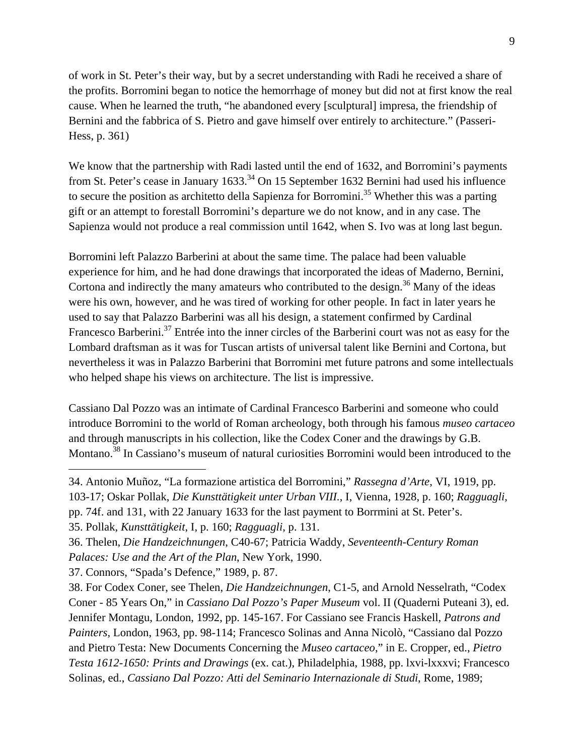of work in St. Peter's their way, but by a secret understanding with Radi he received a share of the profits. Borromini began to notice the hemorrhage of money but did not at first know the real cause. When he learned the truth, "he abandoned every [sculptural] impresa, the friendship of Bernini and the fabbrica of S. Pietro and gave himself over entirely to architecture." (Passeri-Hess, p. 361)

We know that the partnership with Radi lasted until the end of 1632, and Borromini's payments from St. Peter's cease in January 1633.[34] On 15 September 1632 Bernini had used his influence to secure the position as architetto della Sapienza for Borromini.[35] Whether this was a parting gift or an attempt to forestall Borromini's departure we do not know, and in any case. The Sapienza would not produce a real commission until 1642, when S. Ivo was at long last begun.

Borromini left Palazzo Barberini at about the same time. The palace had been valuable experience for him, and he had done drawings that incorporated the ideas of Maderno, Bernini, Cortona and indirectly the many amateurs who contributed to the design.[36] Many of the ideas were his own, however, and he was tired of working for other people. In fact in later years he used to say that Palazzo Barberini was all his design, a statement confirmed by Cardinal Francesco Barberini.[37] Entrée into the inner circles of the Barberini court was not as easy for the Lombard draftsman as it was for Tuscan artists of universal talent like Bernini and Cortona, but nevertheless it was in Palazzo Barberini that Borromini met future patrons and some intellectuals who helped shape his views on architecture. The list is impressive.

Cassiano Dal Pozzo was an intimate of Cardinal Francesco Barberini and someone who could introduce Borromini to the world of Roman archeology, both through his famous *museo cartaceo* and through manuscripts in his collection, like the Codex Coner and the drawings by G.B. Montano.[38] In Cassiano's museum of natural curiosities Borromini would been introduced to the

---

34. Antonio Muñoz, "La formazione artistica del Borromini," *Rassegna d'Arte*, VI, 1919, pp. 103-17; Oskar Pollak, *Die Kunsttätigkeit unter Urban VIII.*, I, Vienna, 1928, p. 160; *Ragguagli*, pp. 74f. and 131, with 22 January 1633 for the last payment to Borrmini at St. Peter's.

35. Pollak, *Kunsttätigkeit*, I, p. 160; *Ragguagli*, p. 131.

36. Thelen, *Die Handzeichnungen*, C40-67; Patricia Waddy, *Seventeenth-Century Roman Palaces: Use and the Art of the Plan*, New York, 1990.

37. Connors, "Spada's Defence," 1989, p. 87.

38. For Codex Coner, see Thelen, *Die Handzeichnungen*, C1-5, and Arnold Nesselrath, "Codex Coner - 85 Years On," in *Cassiano Dal Pozzo's Paper Museum* vol. II (Quaderni Puteani 3), ed. Jennifer Montagu, London, 1992, pp. 145-167. For Cassiano see Francis Haskell, *Patrons and Painters*, London, 1963, pp. 98-114; Francesco Solinas and Anna Nicolò, "Cassiano dal Pozzo and Pietro Testa: New Documents Concerning the *Museo cartaceo*," in E. Cropper, ed., *Pietro Testa 1612-1650: Prints and Drawings* (ex. cat.), Philadelphia, 1988, pp. lxvi-lxxxvi; Francesco Solinas, ed., *Cassiano Dal Pozzo: Atti del Seminario Internazionale di Studi*, Rome, 1989;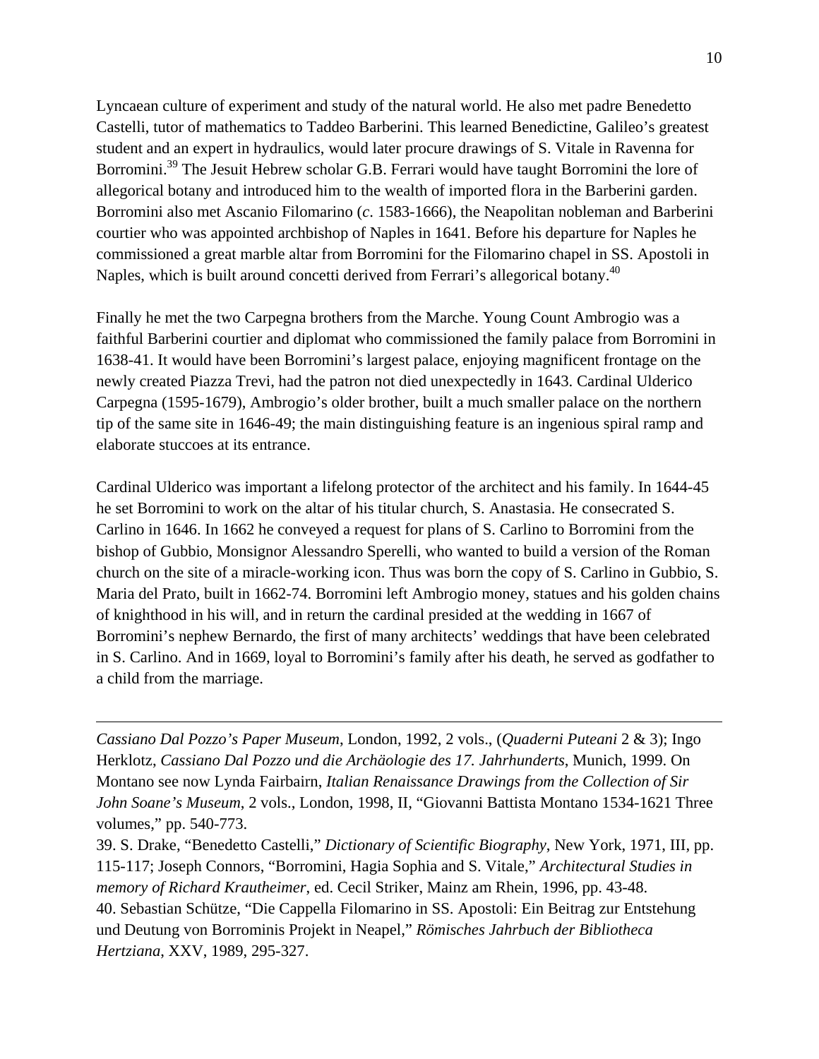Lyncaean culture of experiment and study of the natural world. He also met padre Benedetto Castelli, tutor of mathematics to Taddeo Barberini. This learned Benedictine, Galileo's greatest student and an expert in hydraulics, would later procure drawings of S. Vitale in Ravenna for Borromini.[39] The Jesuit Hebrew scholar G.B. Ferrari would have taught Borromini the lore of allegorical botany and introduced him to the wealth of imported flora in the Barberini garden. Borromini also met Ascanio Filomarino (*c*. 1583-1666), the Neapolitan nobleman and Barberini courtier who was appointed archbishop of Naples in 1641. Before his departure for Naples he commissioned a great marble altar from Borromini for the Filomarino chapel in SS. Apostoli in Naples, which is built around concetti derived from Ferrari's allegorical botany.[40]

Finally he met the two Carpegna brothers from the Marche. Young Count Ambrogio was a faithful Barberini courtier and diplomat who commissioned the family palace from Borromini in 1638-41. It would have been Borromini's largest palace, enjoying magnificent frontage on the newly created Piazza Trevi, had the patron not died unexpectedly in 1643. Cardinal Ulderico Carpegna (1595-1679), Ambrogio's older brother, built a much smaller palace on the northern tip of the same site in 1646-49; the main distinguishing feature is an ingenious spiral ramp and elaborate stuccoes at its entrance.

Cardinal Ulderico was important a lifelong protector of the architect and his family. In 1644-45 he set Borromini to work on the altar of his titular church, S. Anastasia. He consecrated S. Carlino in 1646. In 1662 he conveyed a request for plans of S. Carlino to Borromini from the bishop of Gubbio, Monsignor Alessandro Sperelli, who wanted to build a version of the Roman church on the site of a miracle-working icon. Thus was born the copy of S. Carlino in Gubbio, S. Maria del Prato, built in 1662-74. Borromini left Ambrogio money, statues and his golden chains of knighthood in his will, and in return the cardinal presided at the wedding in 1667 of Borromini's nephew Bernardo, the first of many architects' weddings that have been celebrated in S. Carlino. And in 1669, loyal to Borromini's family after his death, he served as godfather to a child from the marriage.

---

*Cassiano Dal Pozzo's Paper Museum*, London, 1992, 2 vols., (*Quaderni Puteani* 2 & 3); Ingo Herklotz, *Cassiano Dal Pozzo und die Archäologie des 17. Jahrhunderts*, Munich, 1999. On Montano see now Lynda Fairbairn, *Italian Renaissance Drawings from the Collection of Sir John Soane's Museum*, 2 vols., London, 1998, II, "Giovanni Battista Montano 1534-1621 Three volumes," pp. 540-773.

39. S. Drake, "Benedetto Castelli," *Dictionary of Scientific Biography*, New York, 1971, III, pp. 115-117; Joseph Connors, "Borromini, Hagia Sophia and S. Vitale," *Architectural Studies in memory of Richard Krautheimer*, ed. Cecil Striker, Mainz am Rhein, 1996, pp. 43-48.

40. Sebastian Schütze, "Die Cappella Filomarino in SS. Apostoli: Ein Beitrag zur Entstehung und Deutung von Borrominis Projekt in Neapel," *Römisches Jahrbuch der Bibliotheca Hertziana*, XXV, 1989, 295-327.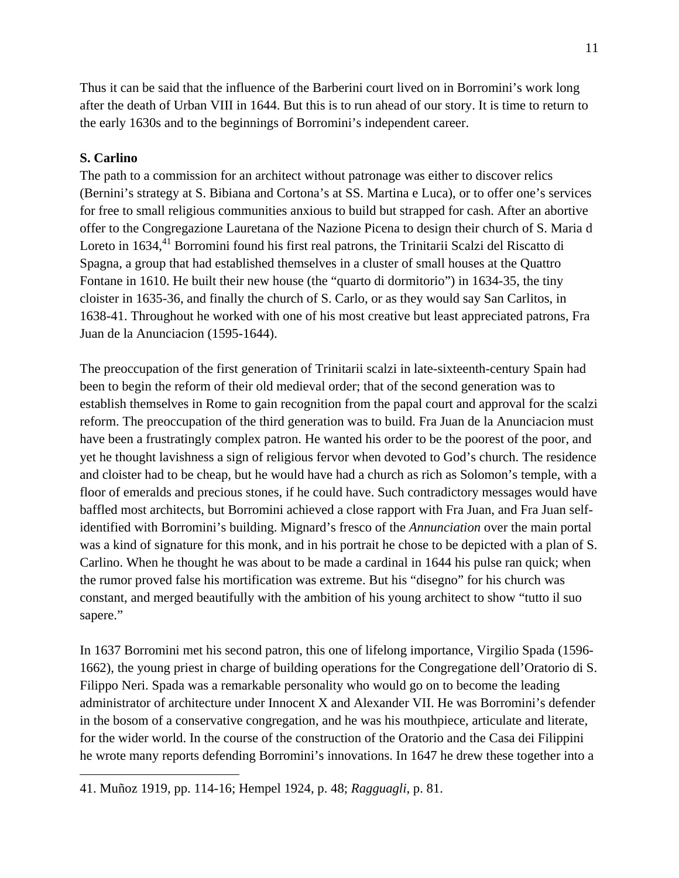Thus it can be said that the influence of the Barberini court lived on in Borromini's work long after the death of Urban VIII in 1644. But this is to run ahead of our story. It is time to return to the early 1630s and to the beginnings of Borromini's independent career.

**S. Carlino**

The path to a commission for an architect without patronage was either to discover relics (Bernini's strategy at S. Bibiana and Cortona's at SS. Martina e Luca), or to offer one's services for free to small religious communities anxious to build but strapped for cash. After an abortive offer to the Congregazione Lauretana of the Nazione Picena to design their church of S. Maria d Loreto in 1634,[41] Borromini found his first real patrons, the Trinitarii Scalzi del Riscatto di Spagna, a group that had established themselves in a cluster of small houses at the Quattro Fontane in 1610. He built their new house (the "quarto di dormitorio") in 1634-35, the tiny cloister in 1635-36, and finally the church of S. Carlo, or as they would say San Carlitos, in 1638-41. Throughout he worked with one of his most creative but least appreciated patrons, Fra Juan de la Anunciacion (1595-1644).

The preoccupation of the first generation of Trinitarii scalzi in late-sixteenth-century Spain had been to begin the reform of their old medieval order; that of the second generation was to establish themselves in Rome to gain recognition from the papal court and approval for the scalzi reform. The preoccupation of the third generation was to build. Fra Juan de la Anunciacion must have been a frustratingly complex patron. He wanted his order to be the poorest of the poor, and yet he thought lavishness a sign of religious fervor when devoted to God's church. The residence and cloister had to be cheap, but he would have had a church as rich as Solomon's temple, with a floor of emeralds and precious stones, if he could have. Such contradictory messages would have baffled most architects, but Borromini achieved a close rapport with Fra Juan, and Fra Juan self-identified with Borromini's building. Mignard's fresco of the *Annunciation* over the main portal was a kind of signature for this monk, and in his portrait he chose to be depicted with a plan of S. Carlino. When he thought he was about to be made a cardinal in 1644 his pulse ran quick; when the rumor proved false his mortification was extreme. But his "disegno" for his church was constant, and merged beautifully with the ambition of his young architect to show "tutto il suo sapere."

In 1637 Borromini met his second patron, this one of lifelong importance, Virgilio Spada (1596-1662), the young priest in charge of building operations for the Congregatione dell'Oratorio di S. Filippo Neri. Spada was a remarkable personality who would go on to become the leading administrator of architecture under Innocent X and Alexander VII. He was Borromini's defender in the bosom of a conservative congregation, and he was his mouthpiece, articulate and literate, for the wider world. In the course of the construction of the Oratorio and the Casa dei Filippini he wrote many reports defending Borromini's innovations. In 1647 he drew these together into a

41. Muñoz 1919, pp. 114-16; Hempel 1924, p. 48; *Ragguagli*, p. 81.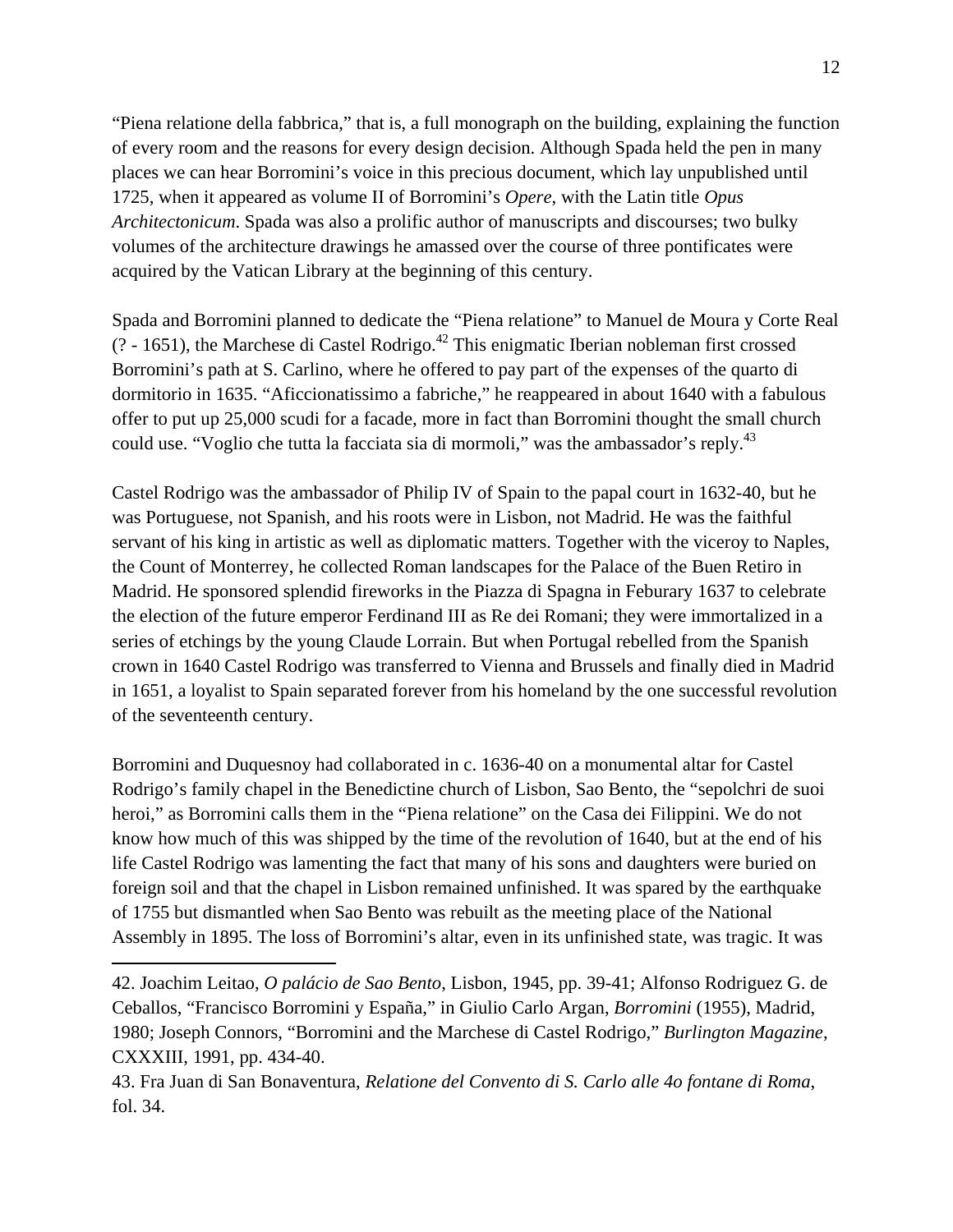"Piena relatione della fabbrica," that is, a full monograph on the building, explaining the function of every room and the reasons for every design decision. Although Spada held the pen in many places we can hear Borromini's voice in this precious document, which lay unpublished until 1725, when it appeared as volume II of Borromini's *Opere*, with the Latin title *Opus Architectonicum*. Spada was also a prolific author of manuscripts and discourses; two bulky volumes of the architecture drawings he amassed over the course of three pontificates were acquired by the Vatican Library at the beginning of this century.

Spada and Borromini planned to dedicate the "Piena relatione" to Manuel de Moura y Corte Real (? - 1651), the Marchese di Castel Rodrigo.[42] This enigmatic Iberian nobleman first crossed Borromini's path at S. Carlino, where he offered to pay part of the expenses of the quarto di dormitorio in 1635. "Aficcionatissimo a fabriche," he reappeared in about 1640 with a fabulous offer to put up 25,000 scudi for a facade, more in fact than Borromini thought the small church could use. "Voglio che tutta la facciata sia di mormoli," was the ambassador's reply.[43]

Castel Rodrigo was the ambassador of Philip IV of Spain to the papal court in 1632-40, but he was Portuguese, not Spanish, and his roots were in Lisbon, not Madrid. He was the faithful servant of his king in artistic as well as diplomatic matters. Together with the viceroy to Naples, the Count of Monterrey, he collected Roman landscapes for the Palace of the Buen Retiro in Madrid. He sponsored splendid fireworks in the Piazza di Spagna in Feburary 1637 to celebrate the election of the future emperor Ferdinand III as Re dei Romani; they were immortalized in a series of etchings by the young Claude Lorrain. But when Portugal rebelled from the Spanish crown in 1640 Castel Rodrigo was transferred to Vienna and Brussels and finally died in Madrid in 1651, a loyalist to Spain separated forever from his homeland by the one successful revolution of the seventeenth century.

Borromini and Duquesnoy had collaborated in c. 1636-40 on a monumental altar for Castel Rodrigo's family chapel in the Benedictine church of Lisbon, Sao Bento, the "sepolchri de suoi heroi," as Borromini calls them in the "Piena relatione" on the Casa dei Filippini. We do not know how much of this was shipped by the time of the revolution of 1640, but at the end of his life Castel Rodrigo was lamenting the fact that many of his sons and daughters were buried on foreign soil and that the chapel in Lisbon remained unfinished. It was spared by the earthquake of 1755 but dismantled when Sao Bento was rebuilt as the meeting place of the National Assembly in 1895. The loss of Borromini's altar, even in its unfinished state, was tragic. It was

---

42. Joachim Leitao, *O palácio de Sao Bento*, Lisbon, 1945, pp. 39-41; Alfonso Rodriguez G. de Ceballos, "Francisco Borromini y España," in Giulio Carlo Argan, *Borromini* (1955), Madrid, 1980; Joseph Connors, "Borromini and the Marchese di Castel Rodrigo," *Burlington Magazine*, CXXXIII, 1991, pp. 434-40.

43. Fra Juan di San Bonaventura, *Relatione del Convento di S. Carlo alle 4o fontane di Roma*, fol. 34.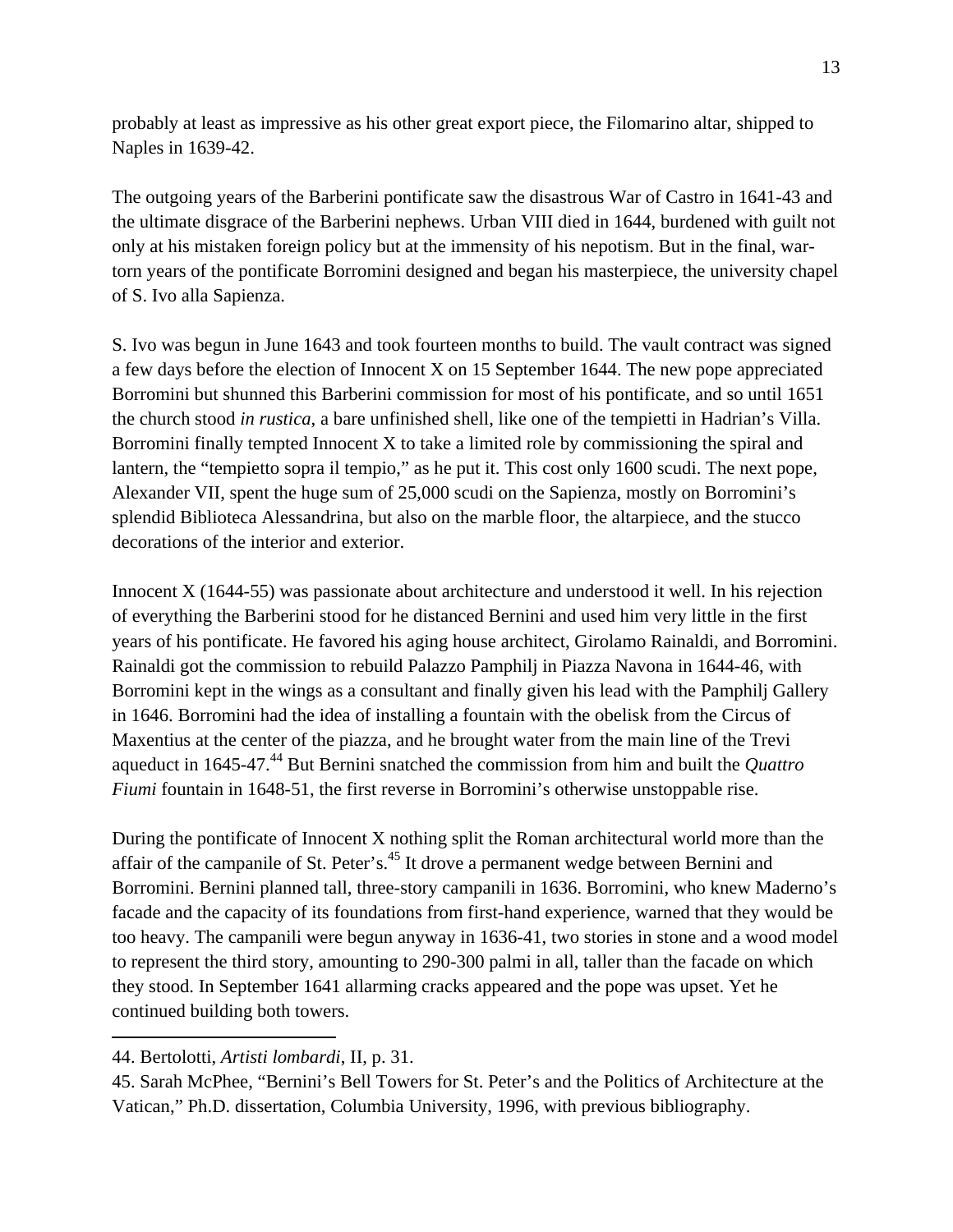probably at least as impressive as his other great export piece, the Filomarino altar, shipped to Naples in 1639-42.

The outgoing years of the Barberini pontificate saw the disastrous War of Castro in 1641-43 and the ultimate disgrace of the Barberini nephews. Urban VIII died in 1644, burdened with guilt not only at his mistaken foreign policy but at the immensity of his nepotism. But in the final, war-torn years of the pontificate Borromini designed and began his masterpiece, the university chapel of S. Ivo alla Sapienza.

S. Ivo was begun in June 1643 and took fourteen months to build. The vault contract was signed a few days before the election of Innocent X on 15 September 1644. The new pope appreciated Borromini but shunned this Barberini commission for most of his pontificate, and so until 1651 the church stood *in rustica*, a bare unfinished shell, like one of the tempietti in Hadrian's Villa. Borromini finally tempted Innocent X to take a limited role by commissioning the spiral and lantern, the "tempietto sopra il tempio," as he put it. This cost only 1600 scudi. The next pope, Alexander VII, spent the huge sum of 25,000 scudi on the Sapienza, mostly on Borromini's splendid Biblioteca Alessandrina, but also on the marble floor, the altarpiece, and the stucco decorations of the interior and exterior.

Innocent X (1644-55) was passionate about architecture and understood it well. In his rejection of everything the Barberini stood for he distanced Bernini and used him very little in the first years of his pontificate. He favored his aging house architect, Girolamo Rainaldi, and Borromini. Rainaldi got the commission to rebuild Palazzo Pamphilj in Piazza Navona in 1644-46, with Borromini kept in the wings as a consultant and finally given his lead with the Pamphilj Gallery in 1646. Borromini had the idea of installing a fountain with the obelisk from the Circus of Maxentius at the center of the piazza, and he brought water from the main line of the Trevi aqueduct in 1645-47.[44] But Bernini snatched the commission from him and built the *Quattro Fiumi* fountain in 1648-51, the first reverse in Borromini's otherwise unstoppable rise.

During the pontificate of Innocent X nothing split the Roman architectural world more than the affair of the campanile of St. Peter's.[45] It drove a permanent wedge between Bernini and Borromini. Bernini planned tall, three-story campanili in 1636. Borromini, who knew Maderno's facade and the capacity of its foundations from first-hand experience, warned that they would be too heavy. The campanili were begun anyway in 1636-41, two stories in stone and a wood model to represent the third story, amounting to 290-300 palmi in all, taller than the facade on which they stood. In September 1641 allarming cracks appeared and the pope was upset. Yet he continued building both towers.

---

44. Bertolotti, *Artisti lombardi*, II, p. 31.

45. Sarah McPhee, "Bernini's Bell Towers for St. Peter's and the Politics of Architecture at the Vatican," Ph.D. dissertation, Columbia University, 1996, with previous bibliography.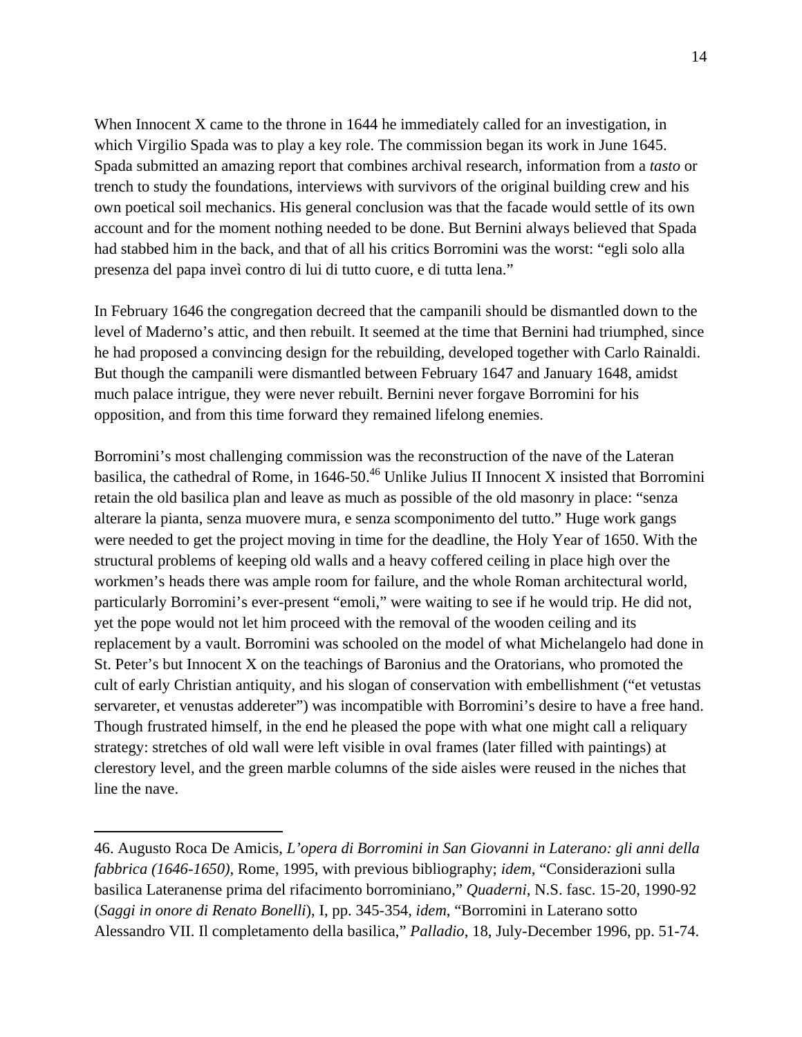When Innocent X came to the throne in 1644 he immediately called for an investigation, in which Virgilio Spada was to play a key role. The commission began its work in June 1645. Spada submitted an amazing report that combines archival research, information from a *tasto* or trench to study the foundations, interviews with survivors of the original building crew and his own poetical soil mechanics. His general conclusion was that the facade would settle of its own account and for the moment nothing needed to be done. But Bernini always believed that Spada had stabbed him in the back, and that of all his critics Borromini was the worst: "egli solo alla presenza del papa inveì contro di lui di tutto cuore, e di tutta lena."

In February 1646 the congregation decreed that the campanili should be dismantled down to the level of Maderno's attic, and then rebuilt. It seemed at the time that Bernini had triumphed, since he had proposed a convincing design for the rebuilding, developed together with Carlo Rainaldi. But though the campanili were dismantled between February 1647 and January 1648, amidst much palace intrigue, they were never rebuilt. Bernini never forgave Borromini for his opposition, and from this time forward they remained lifelong enemies.

Borromini's most challenging commission was the reconstruction of the nave of the Lateran basilica, the cathedral of Rome, in 1646-50.[46] Unlike Julius II Innocent X insisted that Borromini retain the old basilica plan and leave as much as possible of the old masonry in place: "senza alterare la pianta, senza muovere mura, e senza scomponimento del tutto." Huge work gangs were needed to get the project moving in time for the deadline, the Holy Year of 1650. With the structural problems of keeping old walls and a heavy coffered ceiling in place high over the workmen's heads there was ample room for failure, and the whole Roman architectural world, particularly Borromini's ever-present "emoli," were waiting to see if he would trip. He did not, yet the pope would not let him proceed with the removal of the wooden ceiling and its replacement by a vault. Borromini was schooled on the model of what Michelangelo had done in St. Peter's but Innocent X on the teachings of Baronius and the Oratorians, who promoted the cult of early Christian antiquity, and his slogan of conservation with embellishment ("et vetustas servareter, et venustas addereter") was incompatible with Borromini's desire to have a free hand. Though frustrated himself, in the end he pleased the pope with what one might call a reliquary strategy: stretches of old wall were left visible in oval frames (later filled with paintings) at clerestory level, and the green marble columns of the side aisles were reused in the niches that line the nave.

---

46. Augusto Roca De Amicis, *L'opera di Borromini in San Giovanni in Laterano: gli anni della fabbrica (1646-1650)*, Rome, 1995, with previous bibliography; *idem*, "Considerazioni sulla basilica Lateranense prima del rifacimento borrominiano," *Quaderni*, N.S. fasc. 15-20, 1990-92 (*Saggi in onore di Renato Bonelli*), I, pp. 345-354, *idem*, "Borromini in Laterano sotto Alessandro VII. Il completamento della basilica," *Palladio*, 18, July-December 1996, pp. 51-74.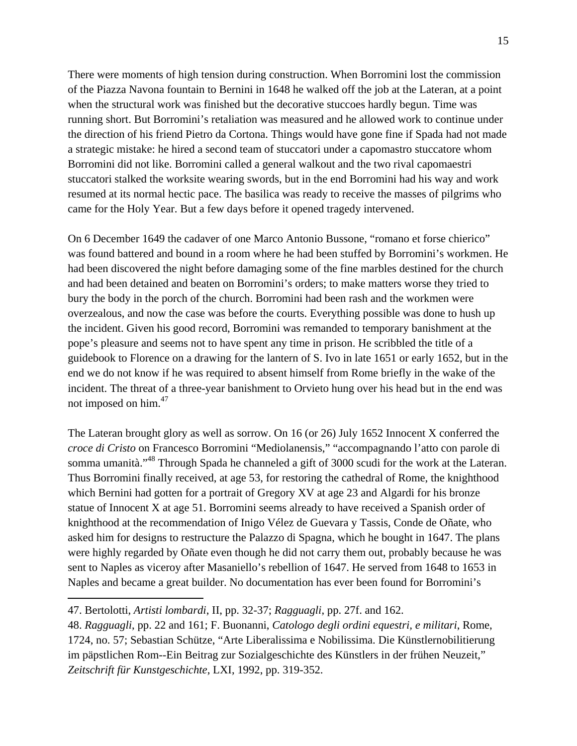There were moments of high tension during construction. When Borromini lost the commission of the Piazza Navona fountain to Bernini in 1648 he walked off the job at the Lateran, at a point when the structural work was finished but the decorative stuccoes hardly begun. Time was running short. But Borromini's retaliation was measured and he allowed work to continue under the direction of his friend Pietro da Cortona. Things would have gone fine if Spada had not made a strategic mistake: he hired a second team of stuccatori under a capomastro stuccatore whom Borromini did not like. Borromini called a general walkout and the two rival capomaestri stuccatori stalked the worksite wearing swords, but in the end Borromini had his way and work resumed at its normal hectic pace. The basilica was ready to receive the masses of pilgrims who came for the Holy Year. But a few days before it opened tragedy intervened.

On 6 December 1649 the cadaver of one Marco Antonio Bussone, "romano et forse chierico" was found battered and bound in a room where he had been stuffed by Borromini's workmen. He had been discovered the night before damaging some of the fine marbles destined for the church and had been detained and beaten on Borromini's orders; to make matters worse they tried to bury the body in the porch of the church. Borromini had been rash and the workmen were overzealous, and now the case was before the courts. Everything possible was done to hush up the incident. Given his good record, Borromini was remanded to temporary banishment at the pope's pleasure and seems not to have spent any time in prison. He scribbled the title of a guidebook to Florence on a drawing for the lantern of S. Ivo in late 1651 or early 1652, but in the end we do not know if he was required to absent himself from Rome briefly in the wake of the incident. The threat of a three-year banishment to Orvieto hung over his head but in the end was not imposed on him.[47]

The Lateran brought glory as well as sorrow. On 16 (or 26) July 1652 Innocent X conferred the *croce di Cristo* on Francesco Borromini "Mediolanensis," "accompagnando l'atto con parole di somma umanità."[48] Through Spada he channeled a gift of 3000 scudi for the work at the Lateran. Thus Borromini finally received, at age 53, for restoring the cathedral of Rome, the knighthood which Bernini had gotten for a portrait of Gregory XV at age 23 and Algardi for his bronze statue of Innocent X at age 51. Borromini seems already to have received a Spanish order of knighthood at the recommendation of Inigo Vélez de Guevara y Tassis, Conde de Oñate, who asked him for designs to restructure the Palazzo di Spagna, which he bought in 1647. The plans were highly regarded by Oñate even though he did not carry them out, probably because he was sent to Naples as viceroy after Masaniello's rebellion of 1647. He served from 1648 to 1653 in Naples and became a great builder. No documentation has ever been found for Borromini's

---

47. Bertolotti, *Artisti lombardi*, II, pp. 32-37; *Ragguagli*, pp. 27f. and 162.

48. *Ragguagli*, pp. 22 and 161; F. Buonanni, *Catologo degli ordini equestri, e militari*, Rome, 1724, no. 57; Sebastian Schütze, "Arte Liberalissima e Nobilissima. Die Künstlernobilitierung im päpstlichen Rom--Ein Beitrag zur Sozialgeschichte des Künstlers in der frühen Neuzeit," *Zeitschrift für Kunstgeschichte*, LXI, 1992, pp. 319-352.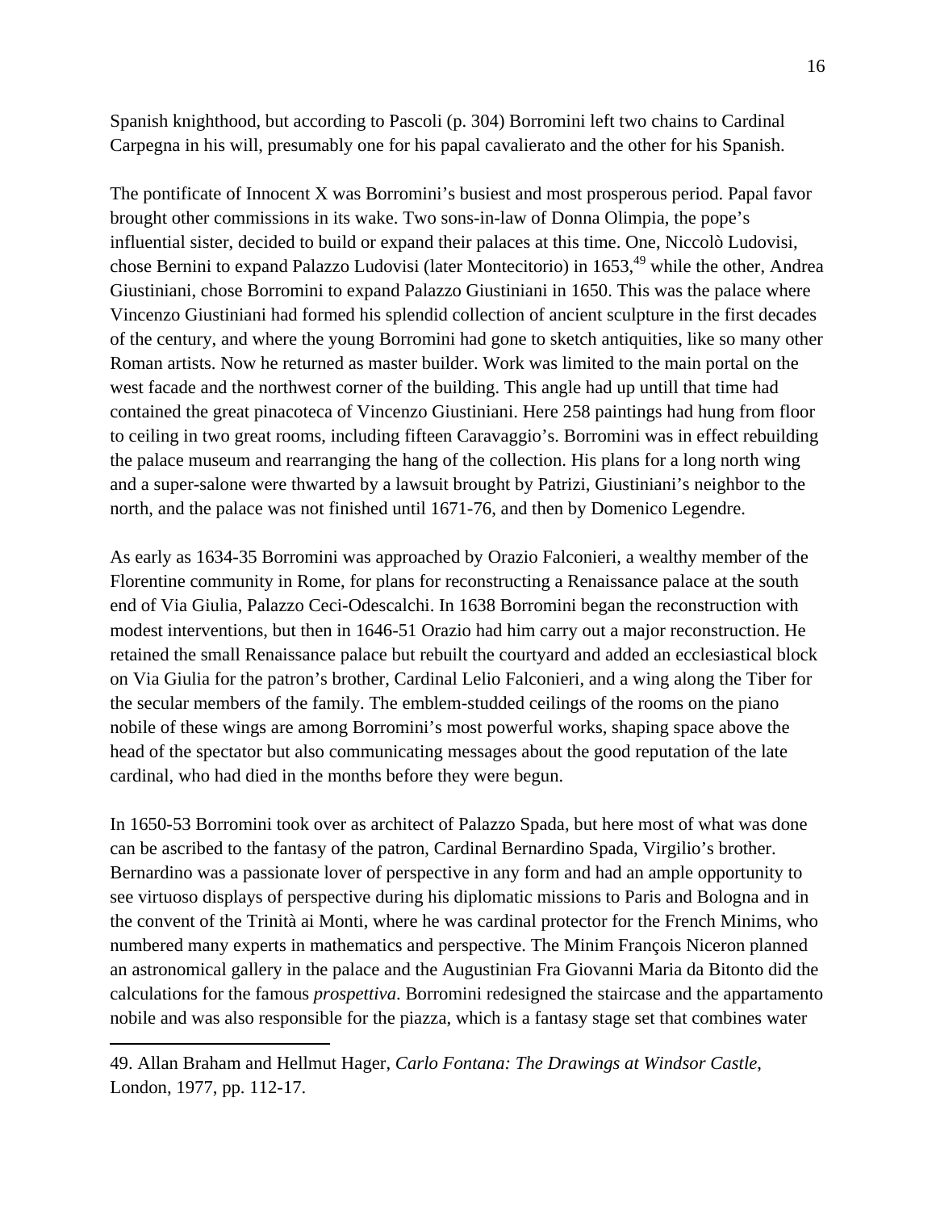Spanish knighthood, but according to Pascoli (p. 304) Borromini left two chains to Cardinal Carpegna in his will, presumably one for his papal cavalierato and the other for his Spanish.

The pontificate of Innocent X was Borromini's busiest and most prosperous period. Papal favor brought other commissions in its wake. Two sons-in-law of Donna Olimpia, the pope's influential sister, decided to build or expand their palaces at this time. One, Niccolò Ludovisi, chose Bernini to expand Palazzo Ludovisi (later Montecitorio) in 1653,[49] while the other, Andrea Giustiniani, chose Borromini to expand Palazzo Giustiniani in 1650. This was the palace where Vincenzo Giustiniani had formed his splendid collection of ancient sculpture in the first decades of the century, and where the young Borromini had gone to sketch antiquities, like so many other Roman artists. Now he returned as master builder. Work was limited to the main portal on the west facade and the northwest corner of the building. This angle had up untill that time had contained the great pinacoteca of Vincenzo Giustiniani. Here 258 paintings had hung from floor to ceiling in two great rooms, including fifteen Caravaggio's. Borromini was in effect rebuilding the palace museum and rearranging the hang of the collection. His plans for a long north wing and a super-salone were thwarted by a lawsuit brought by Patrizi, Giustiniani's neighbor to the north, and the palace was not finished until 1671-76, and then by Domenico Legendre.

As early as 1634-35 Borromini was approached by Orazio Falconieri, a wealthy member of the Florentine community in Rome, for plans for reconstructing a Renaissance palace at the south end of Via Giulia, Palazzo Ceci-Odescalchi. In 1638 Borromini began the reconstruction with modest interventions, but then in 1646-51 Orazio had him carry out a major reconstruction. He retained the small Renaissance palace but rebuilt the courtyard and added an ecclesiastical block on Via Giulia for the patron's brother, Cardinal Lelio Falconieri, and a wing along the Tiber for the secular members of the family. The emblem-studded ceilings of the rooms on the piano nobile of these wings are among Borromini's most powerful works, shaping space above the head of the spectator but also communicating messages about the good reputation of the late cardinal, who had died in the months before they were begun.

In 1650-53 Borromini took over as architect of Palazzo Spada, but here most of what was done can be ascribed to the fantasy of the patron, Cardinal Bernardino Spada, Virgilio's brother. Bernardino was a passionate lover of perspective in any form and had an ample opportunity to see virtuoso displays of perspective during his diplomatic missions to Paris and Bologna and in the convent of the Trinità ai Monti, where he was cardinal protector for the French Minims, who numbered many experts in mathematics and perspective. The Minim François Niceron planned an astronomical gallery in the palace and the Augustinian Fra Giovanni Maria da Bitonto did the calculations for the famous *prospettiva*. Borromini redesigned the staircase and the appartamento nobile and was also responsible for the piazza, which is a fantasy stage set that combines water

---

49. Allan Braham and Hellmut Hager, *Carlo Fontana: The Drawings at Windsor Castle*, London, 1977, pp. 112-17.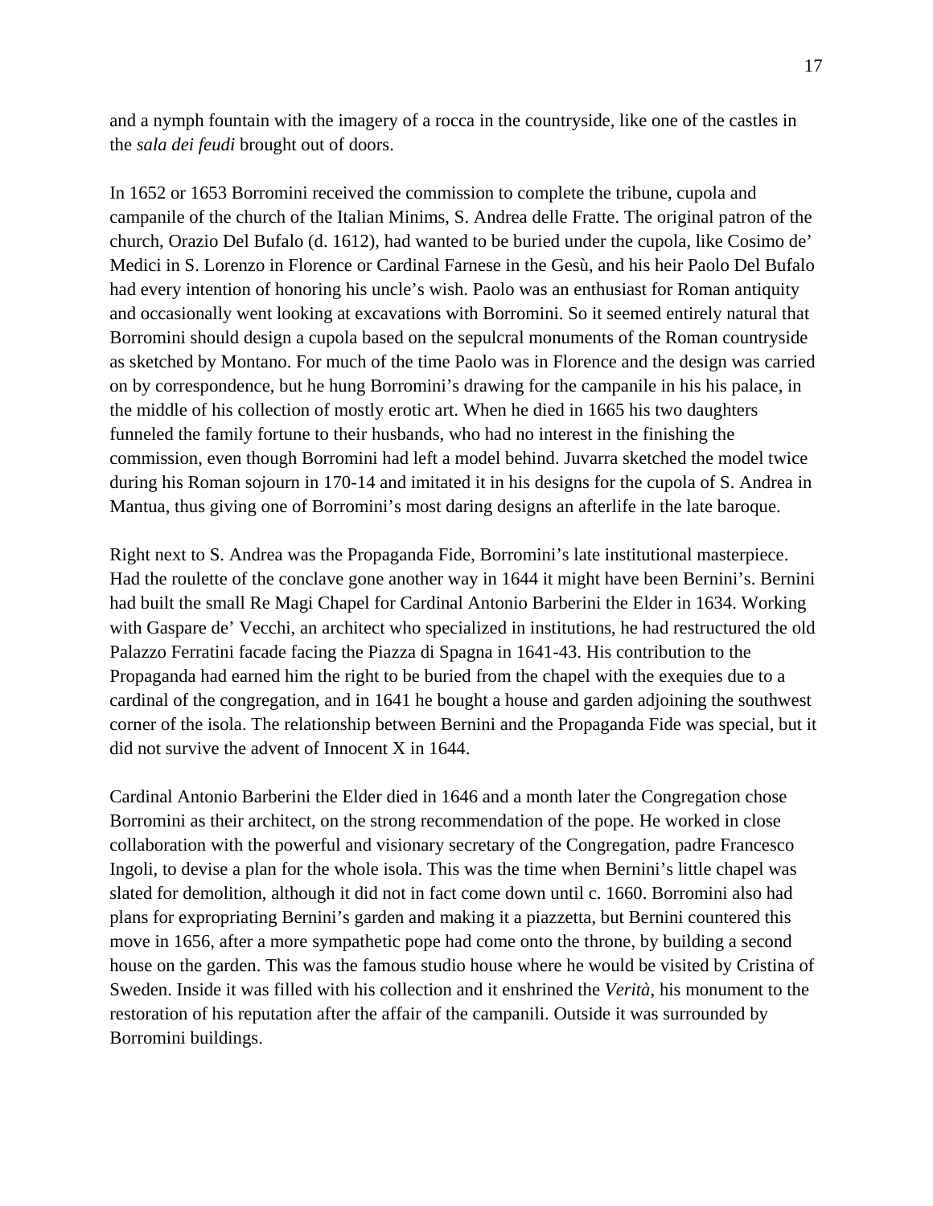and a nymph fountain with the imagery of a rocca in the countryside, like one of the castles in the *sala dei feudi* brought out of doors.

In 1652 or 1653 Borromini received the commission to complete the tribune, cupola and campanile of the church of the Italian Minims, S. Andrea delle Fratte. The original patron of the church, Orazio Del Bufalo (d. 1612), had wanted to be buried under the cupola, like Cosimo de' Medici in S. Lorenzo in Florence or Cardinal Farnese in the Gesù, and his heir Paolo Del Bufalo had every intention of honoring his uncle's wish. Paolo was an enthusiast for Roman antiquity and occasionally went looking at excavations with Borromini. So it seemed entirely natural that Borromini should design a cupola based on the sepulcral monuments of the Roman countryside as sketched by Montano. For much of the time Paolo was in Florence and the design was carried on by correspondence, but he hung Borromini's drawing for the campanile in his his palace, in the middle of his collection of mostly erotic art. When he died in 1665 his two daughters funneled the family fortune to their husbands, who had no interest in the finishing the commission, even though Borromini had left a model behind. Juvarra sketched the model twice during his Roman sojourn in 170-14 and imitated it in his designs for the cupola of S. Andrea in Mantua, thus giving one of Borromini's most daring designs an afterlife in the late baroque.

Right next to S. Andrea was the Propaganda Fide, Borromini's late institutional masterpiece. Had the roulette of the conclave gone another way in 1644 it might have been Bernini's. Bernini had built the small Re Magi Chapel for Cardinal Antonio Barberini the Elder in 1634. Working with Gaspare de' Vecchi, an architect who specialized in institutions, he had restructured the old Palazzo Ferratini facade facing the Piazza di Spagna in 1641-43. His contribution to the Propaganda had earned him the right to be buried from the chapel with the exequies due to a cardinal of the congregation, and in 1641 he bought a house and garden adjoining the southwest corner of the isola. The relationship between Bernini and the Propaganda Fide was special, but it did not survive the advent of Innocent X in 1644.

Cardinal Antonio Barberini the Elder died in 1646 and a month later the Congregation chose Borromini as their architect, on the strong recommendation of the pope. He worked in close collaboration with the powerful and visionary secretary of the Congregation, padre Francesco Ingoli, to devise a plan for the whole isola. This was the time when Bernini's little chapel was slated for demolition, although it did not in fact come down until c. 1660. Borromini also had plans for expropriating Bernini's garden and making it a piazzetta, but Bernini countered this move in 1656, after a more sympathetic pope had come onto the throne, by building a second house on the garden. This was the famous studio house where he would be visited by Cristina of Sweden. Inside it was filled with his collection and it enshrined the *Verità*, his monument to the restoration of his reputation after the affair of the campanili. Outside it was surrounded by Borromini buildings.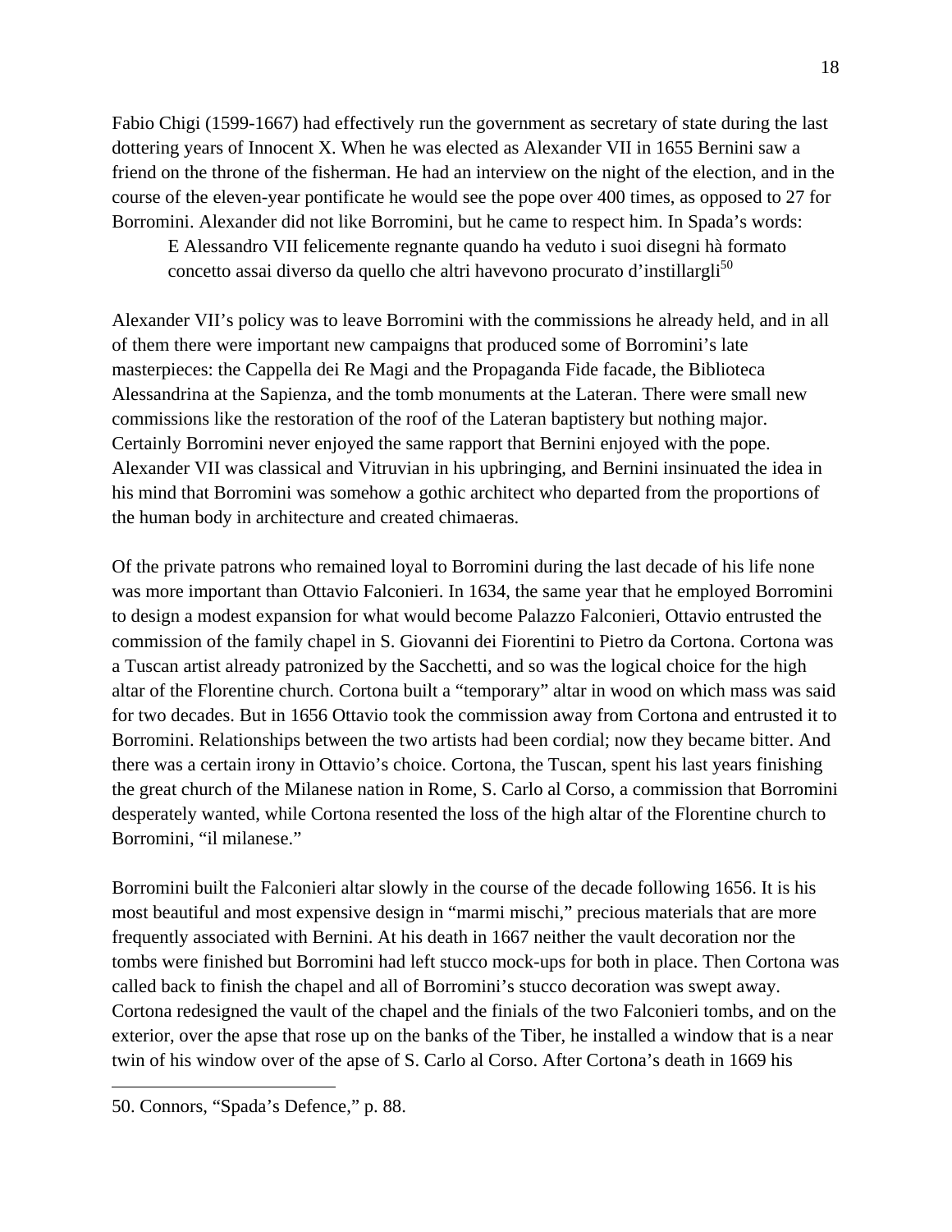Fabio Chigi (1599-1667) had effectively run the government as secretary of state during the last dottering years of Innocent X. When he was elected as Alexander VII in 1655 Bernini saw a friend on the throne of the fisherman. He had an interview on the night of the election, and in the course of the eleven-year pontificate he would see the pope over 400 times, as opposed to 27 for Borromini. Alexander did not like Borromini, but he came to respect him. In Spada's words:

> E Alessandro VII felicemente regnante quando ha veduto i suoi disegni hà formato concetto assai diverso da quello che altri havevono procurato d'instillargli[50]

Alexander VII's policy was to leave Borromini with the commissions he already held, and in all of them there were important new campaigns that produced some of Borromini's late masterpieces: the Cappella dei Re Magi and the Propaganda Fide facade, the Biblioteca Alessandrina at the Sapienza, and the tomb monuments at the Lateran. There were small new commissions like the restoration of the roof of the Lateran baptistery but nothing major. Certainly Borromini never enjoyed the same rapport that Bernini enjoyed with the pope. Alexander VII was classical and Vitruvian in his upbringing, and Bernini insinuated the idea in his mind that Borromini was somehow a gothic architect who departed from the proportions of the human body in architecture and created chimaeras.

Of the private patrons who remained loyal to Borromini during the last decade of his life none was more important than Ottavio Falconieri. In 1634, the same year that he employed Borromini to design a modest expansion for what would become Palazzo Falconieri, Ottavio entrusted the commission of the family chapel in S. Giovanni dei Fiorentini to Pietro da Cortona. Cortona was a Tuscan artist already patronized by the Sacchetti, and so was the logical choice for the high altar of the Florentine church. Cortona built a "temporary" altar in wood on which mass was said for two decades. But in 1656 Ottavio took the commission away from Cortona and entrusted it to Borromini. Relationships between the two artists had been cordial; now they became bitter. And there was a certain irony in Ottavio's choice. Cortona, the Tuscan, spent his last years finishing the great church of the Milanese nation in Rome, S. Carlo al Corso, a commission that Borromini desperately wanted, while Cortona resented the loss of the high altar of the Florentine church to Borromini, "il milanese."

Borromini built the Falconieri altar slowly in the course of the decade following 1656. It is his most beautiful and most expensive design in "marmi mischi," precious materials that are more frequently associated with Bernini. At his death in 1667 neither the vault decoration nor the tombs were finished but Borromini had left stucco mock-ups for both in place. Then Cortona was called back to finish the chapel and all of Borromini's stucco decoration was swept away. Cortona redesigned the vault of the chapel and the finials of the two Falconieri tombs, and on the exterior, over the apse that rose up on the banks of the Tiber, he installed a window that is a near twin of his window over of the apse of S. Carlo al Corso. After Cortona's death in 1669 his

---

50. Connors, "Spada's Defence," p. 88.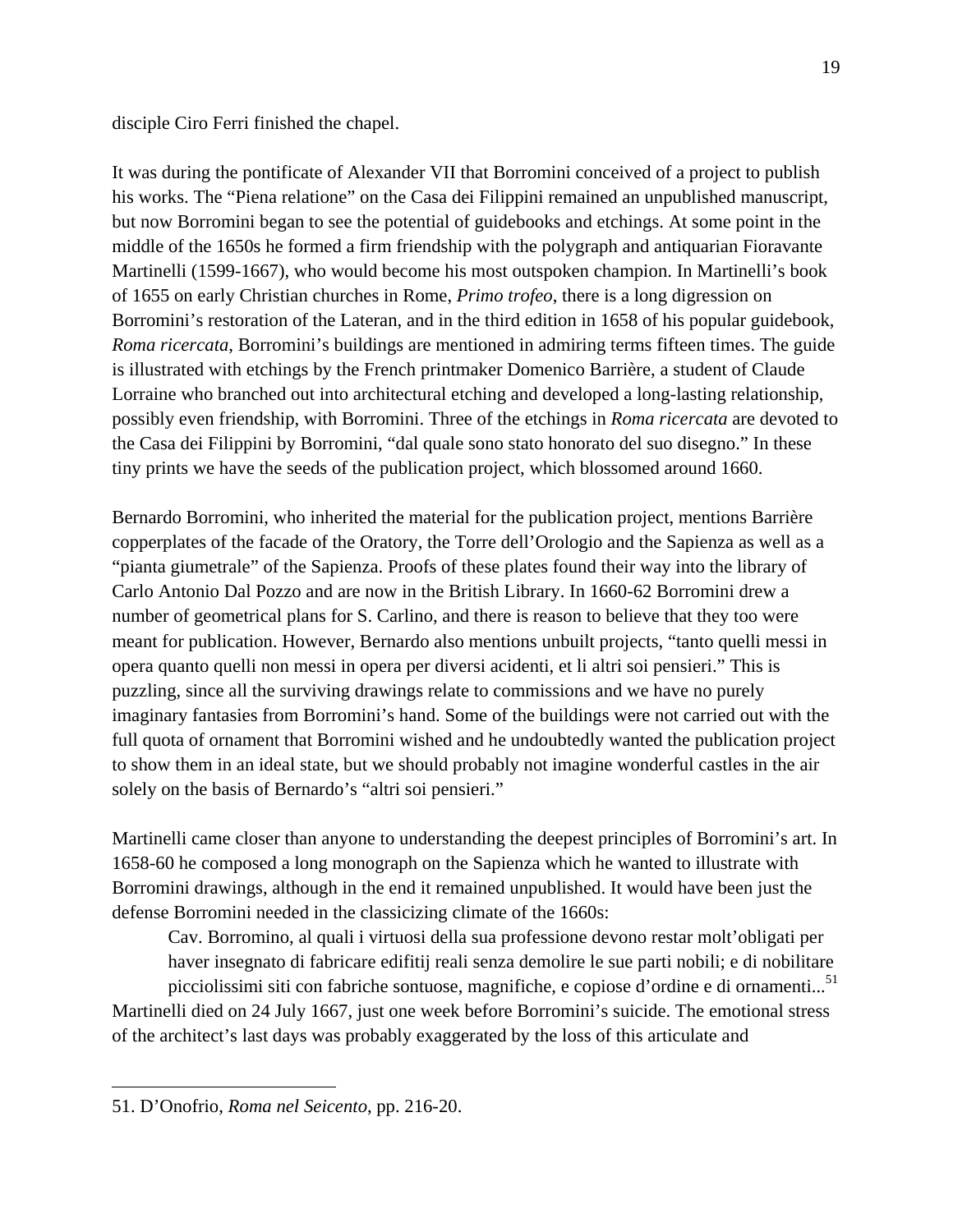disciple Ciro Ferri finished the chapel.

It was during the pontificate of Alexander VII that Borromini conceived of a project to publish his works. The "Piena relatione" on the Casa dei Filippini remained an unpublished manuscript, but now Borromini began to see the potential of guidebooks and etchings. At some point in the middle of the 1650s he formed a firm friendship with the polygraph and antiquarian Fioravante Martinelli (1599-1667), who would become his most outspoken champion. In Martinelli's book of 1655 on early Christian churches in Rome, *Primo trofeo*, there is a long digression on Borromini's restoration of the Lateran, and in the third edition in 1658 of his popular guidebook, *Roma ricercata*, Borromini's buildings are mentioned in admiring terms fifteen times. The guide is illustrated with etchings by the French printmaker Domenico Barrière, a student of Claude Lorraine who branched out into architectural etching and developed a long-lasting relationship, possibly even friendship, with Borromini. Three of the etchings in *Roma ricercata* are devoted to the Casa dei Filippini by Borromini, "dal quale sono stato honorato del suo disegno." In these tiny prints we have the seeds of the publication project, which blossomed around 1660.

Bernardo Borromini, who inherited the material for the publication project, mentions Barrière copperplates of the facade of the Oratory, the Torre dell'Orologio and the Sapienza as well as a "pianta giumetrale" of the Sapienza. Proofs of these plates found their way into the library of Carlo Antonio Dal Pozzo and are now in the British Library. In 1660-62 Borromini drew a number of geometrical plans for S. Carlino, and there is reason to believe that they too were meant for publication. However, Bernardo also mentions unbuilt projects, "tanto quelli messi in opera quanto quelli non messi in opera per diversi acidenti, et li altri soi pensieri." This is puzzling, since all the surviving drawings relate to commissions and we have no purely imaginary fantasies from Borromini's hand. Some of the buildings were not carried out with the full quota of ornament that Borromini wished and he undoubtedly wanted the publication project to show them in an ideal state, but we should probably not imagine wonderful castles in the air solely on the basis of Bernardo's "altri soi pensieri."

Martinelli came closer than anyone to understanding the deepest principles of Borromini's art. In 1658-60 he composed a long monograph on the Sapienza which he wanted to illustrate with Borromini drawings, although in the end it remained unpublished. It would have been just the defense Borromini needed in the classicizing climate of the 1660s:

> Cav. Borromino, al quali i virtuosi della sua professione devono restar molt'obligati per haver insegnato di fabricare edifitij reali senza demolire le sue parti nobili; e di nobilitare picciolissimi siti con fabriche sontuose, magnifiche, e copiose d'ordine e di ornamenti...[51]

Martinelli died on 24 July 1667, just one week before Borromini's suicide. The emotional stress of the architect's last days was probably exaggerated by the loss of this articulate and

---

51. D'Onofrio, *Roma nel Seicento*, pp. 216-20.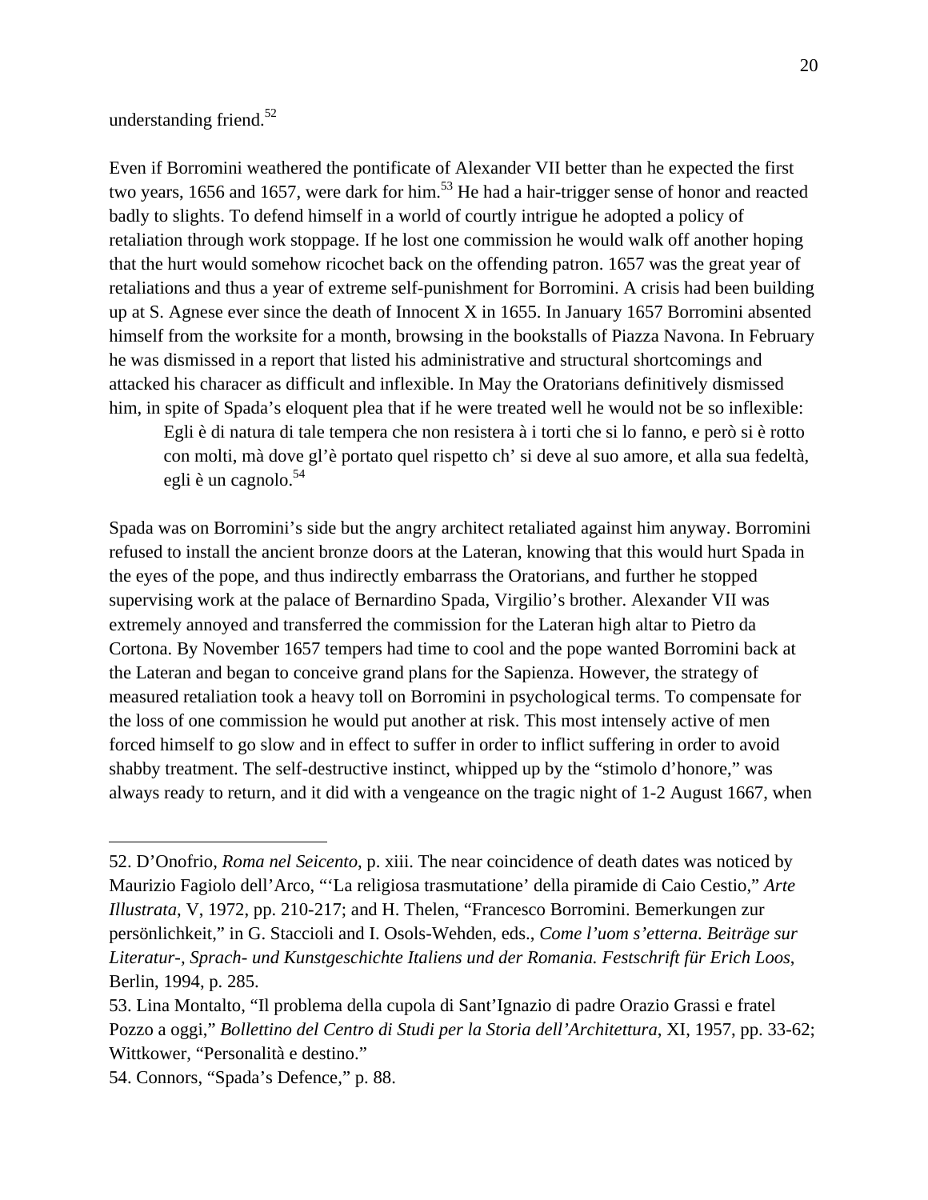understanding friend.[52]

Even if Borromini weathered the pontificate of Alexander VII better than he expected the first two years, 1656 and 1657, were dark for him.[53] He had a hair-trigger sense of honor and reacted badly to slights. To defend himself in a world of courtly intrigue he adopted a policy of retaliation through work stoppage. If he lost one commission he would walk off another hoping that the hurt would somehow ricochet back on the offending patron. 1657 was the great year of retaliations and thus a year of extreme self-punishment for Borromini. A crisis had been building up at S. Agnese ever since the death of Innocent X in 1655. In January 1657 Borromini absented himself from the worksite for a month, browsing in the bookstalls of Piazza Navona. In February he was dismissed in a report that listed his administrative and structural shortcomings and attacked his characer as difficult and inflexible. In May the Oratorians definitively dismissed him, in spite of Spada's eloquent plea that if he were treated well he would not be so inflexible:

> Egli è di natura di tale tempera che non resistera à i torti che si lo fanno, e però si è rotto con molti, mà dove gl'è portato quel rispetto ch' si deve al suo amore, et alla sua fedeltà, egli è un cagnolo.[54]

Spada was on Borromini's side but the angry architect retaliated against him anyway. Borromini refused to install the ancient bronze doors at the Lateran, knowing that this would hurt Spada in the eyes of the pope, and thus indirectly embarrass the Oratorians, and further he stopped supervising work at the palace of Bernardino Spada, Virgilio's brother. Alexander VII was extremely annoyed and transferred the commission for the Lateran high altar to Pietro da Cortona. By November 1657 tempers had time to cool and the pope wanted Borromini back at the Lateran and began to conceive grand plans for the Sapienza. However, the strategy of measured retaliation took a heavy toll on Borromini in psychological terms. To compensate for the loss of one commission he would put another at risk. This most intensely active of men forced himself to go slow and in effect to suffer in order to inflict suffering in order to avoid shabby treatment. The self-destructive instinct, whipped up by the "stimolo d'honore," was always ready to return, and it did with a vengeance on the tragic night of 1-2 August 1667, when

---

52. D'Onofrio, *Roma nel Seicento*, p. xiii. The near coincidence of death dates was noticed by Maurizio Fagiolo dell'Arco, "'La religiosa trasmutatione' della piramide di Caio Cestio," *Arte Illustrata*, V, 1972, pp. 210-217; and H. Thelen, "Francesco Borromini. Bemerkungen zur persönlichkeit," in G. Staccioli and I. Osols-Wehden, eds., *Come l'uom s'etterna. Beiträge sur Literatur-, Sprach- und Kunstgeschichte Italiens und der Romania. Festschrift für Erich Loos*, Berlin, 1994, p. 285.

53. Lina Montalto, "Il problema della cupola di Sant'Ignazio di padre Orazio Grassi e fratel Pozzo a oggi," *Bollettino del Centro di Studi per la Storia dell'Architettura*, XI, 1957, pp. 33-62; Wittkower, "Personalità e destino."

54. Connors, "Spada's Defence," p. 88.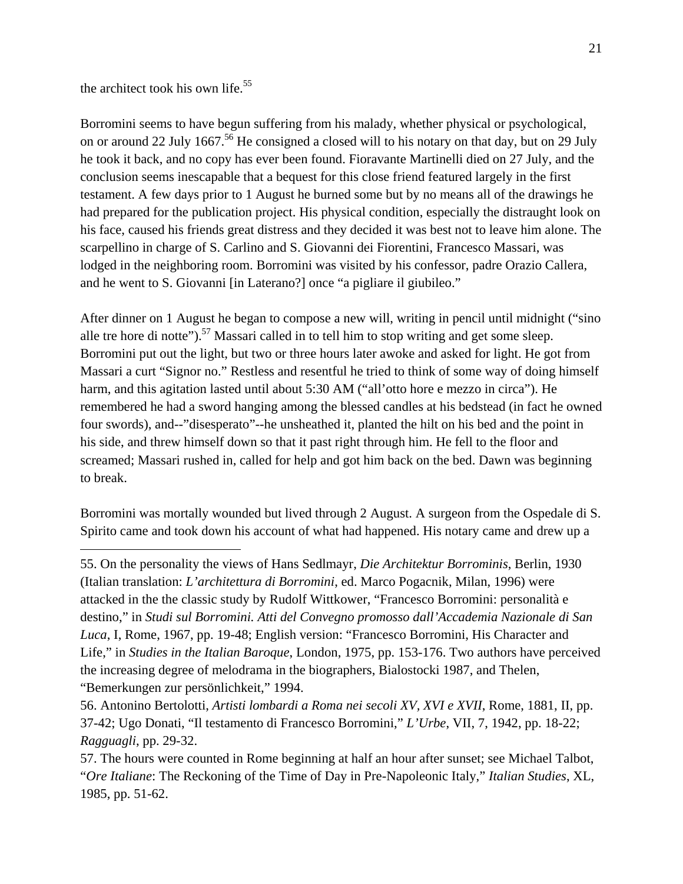the architect took his own life.[55]

Borromini seems to have begun suffering from his malady, whether physical or psychological, on or around 22 July 1667.[56] He consigned a closed will to his notary on that day, but on 29 July he took it back, and no copy has ever been found. Fioravante Martinelli died on 27 July, and the conclusion seems inescapable that a bequest for this close friend featured largely in the first testament. A few days prior to 1 August he burned some but by no means all of the drawings he had prepared for the publication project. His physical condition, especially the distraught look on his face, caused his friends great distress and they decided it was best not to leave him alone. The scarpellino in charge of S. Carlino and S. Giovanni dei Fiorentini, Francesco Massari, was lodged in the neighboring room. Borromini was visited by his confessor, padre Orazio Callera, and he went to S. Giovanni [in Laterano?] once "a pigliare il giubileo."

After dinner on 1 August he began to compose a new will, writing in pencil until midnight ("sino alle tre hore di notte").[57] Massari called in to tell him to stop writing and get some sleep. Borromini put out the light, but two or three hours later awoke and asked for light. He got from Massari a curt "Signor no." Restless and resentful he tried to think of some way of doing himself harm, and this agitation lasted until about 5:30 AM ("all'otto hore e mezzo in circa"). He remembered he had a sword hanging among the blessed candles at his bedstead (in fact he owned four swords), and--"disesperato"--he unsheathed it, planted the hilt on his bed and the point in his side, and threw himself down so that it past right through him. He fell to the floor and screamed; Massari rushed in, called for help and got him back on the bed. Dawn was beginning to break.

Borromini was mortally wounded but lived through 2 August. A surgeon from the Ospedale di S. Spirito came and took down his account of what had happened. His notary came and drew up a

---

55. On the personality the views of Hans Sedlmayr, *Die Architektur Borrominis*, Berlin, 1930 (Italian translation: *L'architettura di Borromini*, ed. Marco Pogacnik, Milan, 1996) were attacked in the the classic study by Rudolf Wittkower, "Francesco Borromini: personalità e destino," in *Studi sul Borromini. Atti del Convegno promosso dall'Accademia Nazionale di San Luca*, I, Rome, 1967, pp. 19-48; English version: "Francesco Borromini, His Character and Life," in *Studies in the Italian Baroque*, London, 1975, pp. 153-176. Two authors have perceived the increasing degree of melodrama in the biographers, Bialostocki 1987, and Thelen, "Bemerkungen zur persönlichkeit," 1994.

56. Antonino Bertolotti, *Artisti lombardi a Roma nei secoli XV, XVI e XVII*, Rome, 1881, II, pp. 37-42; Ugo Donati, "Il testamento di Francesco Borromini," *L'Urbe*, VII, 7, 1942, pp. 18-22; *Ragguagli*, pp. 29-32.

57. The hours were counted in Rome beginning at half an hour after sunset; see Michael Talbot, "*Ore Italiane*: The Reckoning of the Time of Day in Pre-Napoleonic Italy," *Italian Studies*, XL, 1985, pp. 51-62.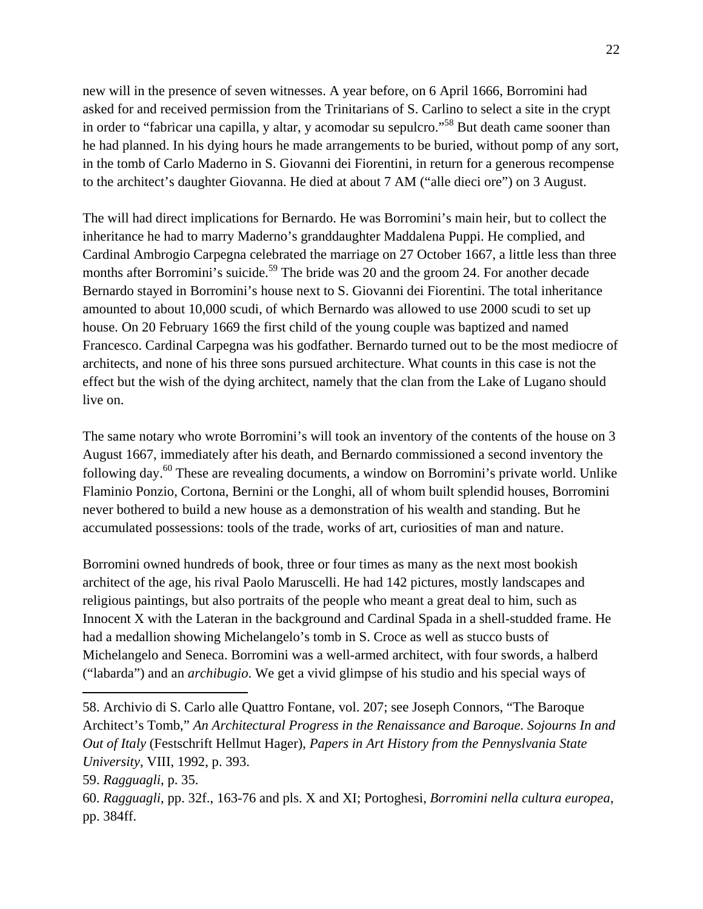new will in the presence of seven witnesses. A year before, on 6 April 1666, Borromini had asked for and received permission from the Trinitarians of S. Carlino to select a site in the crypt in order to "fabricar una capilla, y altar, y acomodar su sepulcro."[58] But death came sooner than he had planned. In his dying hours he made arrangements to be buried, without pomp of any sort, in the tomb of Carlo Maderno in S. Giovanni dei Fiorentini, in return for a generous recompense to the architect's daughter Giovanna. He died at about 7 AM ("alle dieci ore") on 3 August.

The will had direct implications for Bernardo. He was Borromini's main heir, but to collect the inheritance he had to marry Maderno's granddaughter Maddalena Puppi. He complied, and Cardinal Ambrogio Carpegna celebrated the marriage on 27 October 1667, a little less than three months after Borromini's suicide.[59] The bride was 20 and the groom 24. For another decade Bernardo stayed in Borromini's house next to S. Giovanni dei Fiorentini. The total inheritance amounted to about 10,000 scudi, of which Bernardo was allowed to use 2000 scudi to set up house. On 20 February 1669 the first child of the young couple was baptized and named Francesco. Cardinal Carpegna was his godfather. Bernardo turned out to be the most mediocre of architects, and none of his three sons pursued architecture. What counts in this case is not the effect but the wish of the dying architect, namely that the clan from the Lake of Lugano should live on.

The same notary who wrote Borromini's will took an inventory of the contents of the house on 3 August 1667, immediately after his death, and Bernardo commissioned a second inventory the following day.[60] These are revealing documents, a window on Borromini's private world. Unlike Flaminio Ponzio, Cortona, Bernini or the Longhi, all of whom built splendid houses, Borromini never bothered to build a new house as a demonstration of his wealth and standing. But he accumulated possessions: tools of the trade, works of art, curiosities of man and nature.

Borromini owned hundreds of book, three or four times as many as the next most bookish architect of the age, his rival Paolo Maruscelli. He had 142 pictures, mostly landscapes and religious paintings, but also portraits of the people who meant a great deal to him, such as Innocent X with the Lateran in the background and Cardinal Spada in a shell-studded frame. He had a medallion showing Michelangelo's tomb in S. Croce as well as stucco busts of Michelangelo and Seneca. Borromini was a well-armed architect, with four swords, a halberd ("labarda") and an *archibugio*. We get a vivid glimpse of his studio and his special ways of

---

58. Archivio di S. Carlo alle Quattro Fontane, vol. 207; see Joseph Connors, "The Baroque Architect's Tomb," *An Architectural Progress in the Renaissance and Baroque. Sojourns In and Out of Italy* (Festschrift Hellmut Hager), *Papers in Art History from the Pennyslvania State University*, VIII, 1992, p. 393.

59. *Ragguagli*, p. 35.

60. *Ragguagli*, pp. 32f., 163-76 and pls. X and XI; Portoghesi, *Borromini nella cultura europea*, pp. 384ff.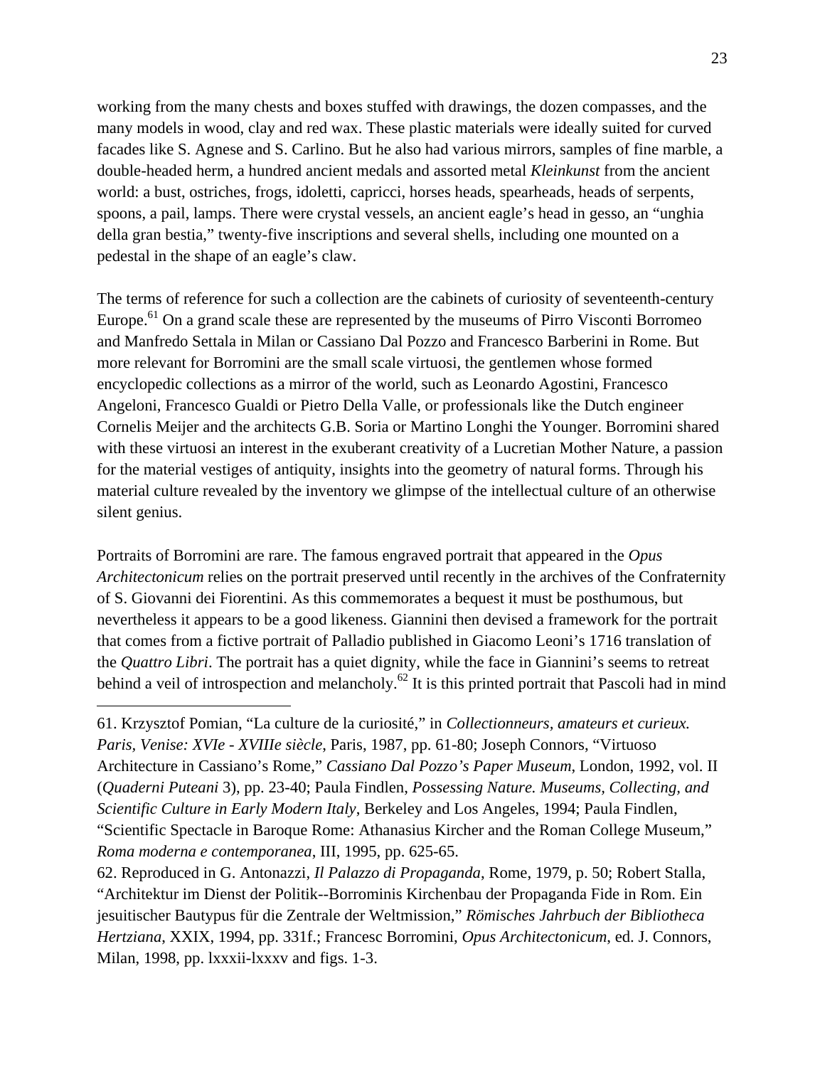working from the many chests and boxes stuffed with drawings, the dozen compasses, and the many models in wood, clay and red wax. These plastic materials were ideally suited for curved facades like S. Agnese and S. Carlino. But he also had various mirrors, samples of fine marble, a double-headed herm, a hundred ancient medals and assorted metal *Kleinkunst* from the ancient world: a bust, ostriches, frogs, idoletti, capricci, horses heads, spearheads, heads of serpents, spoons, a pail, lamps. There were crystal vessels, an ancient eagle's head in gesso, an "unghia della gran bestia," twenty-five inscriptions and several shells, including one mounted on a pedestal in the shape of an eagle's claw.

The terms of reference for such a collection are the cabinets of curiosity of seventeenth-century Europe.[61] On a grand scale these are represented by the museums of Pirro Visconti Borromeo and Manfredo Settala in Milan or Cassiano Dal Pozzo and Francesco Barberini in Rome. But more relevant for Borromini are the small scale virtuosi, the gentlemen whose formed encyclopedic collections as a mirror of the world, such as Leonardo Agostini, Francesco Angeloni, Francesco Gualdi or Pietro Della Valle, or professionals like the Dutch engineer Cornelis Meijer and the architects G.B. Soria or Martino Longhi the Younger. Borromini shared with these virtuosi an interest in the exuberant creativity of a Lucretian Mother Nature, a passion for the material vestiges of antiquity, insights into the geometry of natural forms. Through his material culture revealed by the inventory we glimpse of the intellectual culture of an otherwise silent genius.

Portraits of Borromini are rare. The famous engraved portrait that appeared in the *Opus Architectonicum* relies on the portrait preserved until recently in the archives of the Confraternity of S. Giovanni dei Fiorentini. As this commemorates a bequest it must be posthumous, but nevertheless it appears to be a good likeness. Giannini then devised a framework for the portrait that comes from a fictive portrait of Palladio published in Giacomo Leoni's 1716 translation of the *Quattro Libri*. The portrait has a quiet dignity, while the face in Giannini's seems to retreat behind a veil of introspection and melancholy.[62] It is this printed portrait that Pascoli had in mind

---

61. Krzysztof Pomian, "La culture de la curiosité," in *Collectionneurs, amateurs et curieux. Paris, Venise: XVIe - XVIIIe siècle*, Paris, 1987, pp. 61-80; Joseph Connors, "Virtuoso Architecture in Cassiano's Rome," *Cassiano Dal Pozzo's Paper Museum*, London, 1992, vol. II (*Quaderni Puteani* 3), pp. 23-40; Paula Findlen, *Possessing Nature. Museums, Collecting, and Scientific Culture in Early Modern Italy*, Berkeley and Los Angeles, 1994; Paula Findlen, "Scientific Spectacle in Baroque Rome: Athanasius Kircher and the Roman College Museum," *Roma moderna e contemporanea*, III, 1995, pp. 625-65.

62. Reproduced in G. Antonazzi, *Il Palazzo di Propaganda*, Rome, 1979, p. 50; Robert Stalla, "Architektur im Dienst der Politik--Borrominis Kirchenbau der Propaganda Fide in Rom. Ein jesuitischer Bautypus für die Zentrale der Weltmission," *Römisches Jahrbuch der Bibliotheca Hertziana*, XXIX, 1994, pp. 331f.; Francesc Borromini, *Opus Architectonicum*, ed. J. Connors, Milan, 1998, pp. lxxxii-lxxxv and figs. 1-3.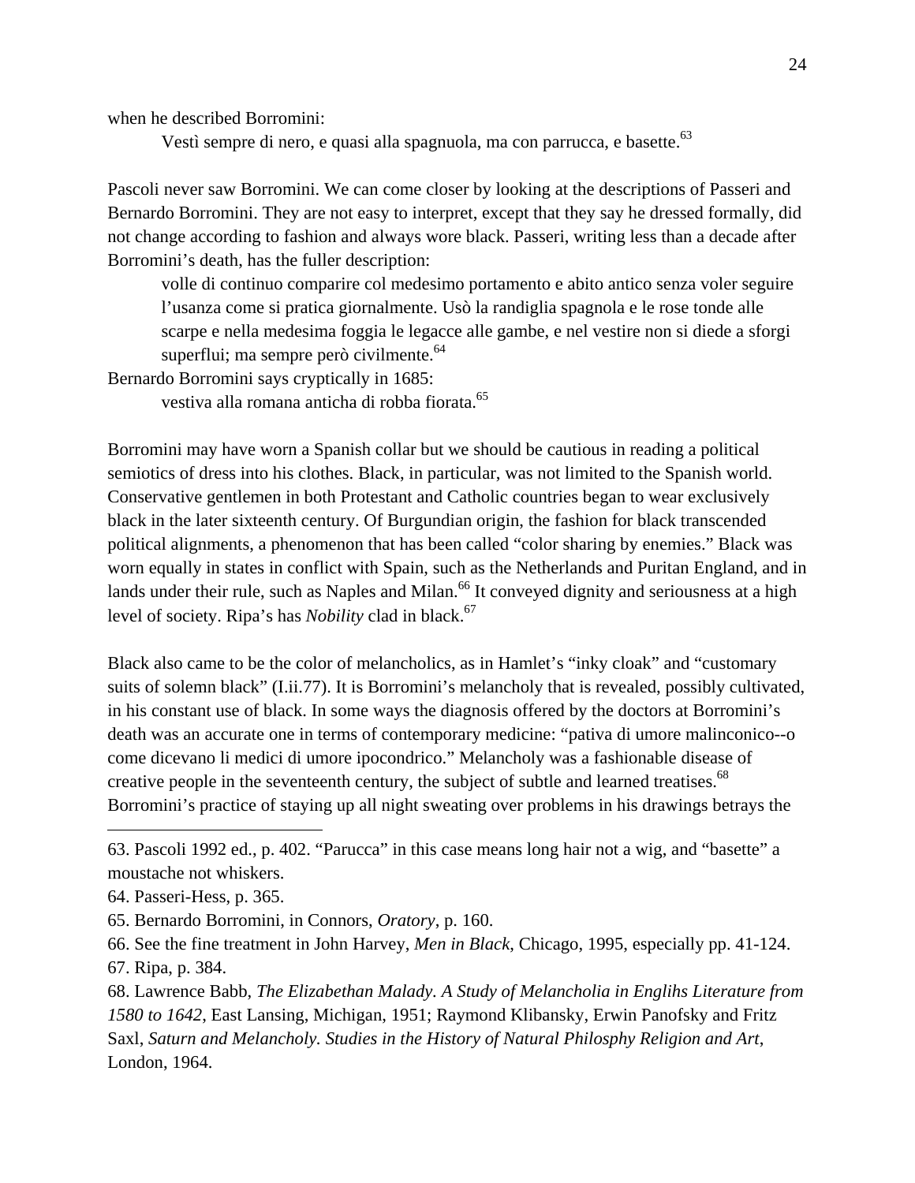when he described Borromini:

> Vestì sempre di nero, e quasi alla spagnuola, ma con parrucca, e basette.[63]

Pascoli never saw Borromini. We can come closer by looking at the descriptions of Passeri and Bernardo Borromini. They are not easy to interpret, except that they say he dressed formally, did not change according to fashion and always wore black. Passeri, writing less than a decade after Borromini's death, has the fuller description:

> volle di continuo comparire col medesimo portamento e abito antico senza voler seguire l'usanza come si pratica giornalmente. Usò la randiglia spagnola e le rose tonde alle scarpe e nella medesima foggia le legacce alle gambe, e nel vestire non si diede a sforgi superflui; ma sempre però civilmente.[64]

Bernardo Borromini says cryptically in 1685:

> vestiva alla romana anticha di robba fiorata.[65]

Borromini may have worn a Spanish collar but we should be cautious in reading a political semiotics of dress into his clothes. Black, in particular, was not limited to the Spanish world. Conservative gentlemen in both Protestant and Catholic countries began to wear exclusively black in the later sixteenth century. Of Burgundian origin, the fashion for black transcended political alignments, a phenomenon that has been called "color sharing by enemies." Black was worn equally in states in conflict with Spain, such as the Netherlands and Puritan England, and in lands under their rule, such as Naples and Milan.[66] It conveyed dignity and seriousness at a high level of society. Ripa's has *Nobility* clad in black.[67]

Black also came to be the color of melancholics, as in Hamlet's "inky cloak" and "customary suits of solemn black" (I.ii.77). It is Borromini's melancholy that is revealed, possibly cultivated, in his constant use of black. In some ways the diagnosis offered by the doctors at Borromini's death was an accurate one in terms of contemporary medicine: "pativa di umore malinconico--o come dicevano li medici di umore ipocondrico." Melancholy was a fashionable disease of creative people in the seventeenth century, the subject of subtle and learned treatises.[68] Borromini's practice of staying up all night sweating over problems in his drawings betrays the

---

63. Pascoli 1992 ed., p. 402. "Parucca" in this case means long hair not a wig, and "basette" a moustache not whiskers.

64. Passeri-Hess, p. 365.

65. Bernardo Borromini, in Connors, *Oratory*, p. 160.

66. See the fine treatment in John Harvey, *Men in Black*, Chicago, 1995, especially pp. 41-124.

67. Ripa, p. 384.

68. Lawrence Babb, *The Elizabethan Malady. A Study of Melancholia in Englihs Literature from 1580 to 1642*, East Lansing, Michigan, 1951; Raymond Klibansky, Erwin Panofsky and Fritz Saxl, *Saturn and Melancholy. Studies in the History of Natural Philosphy Religion and Art*, London, 1964.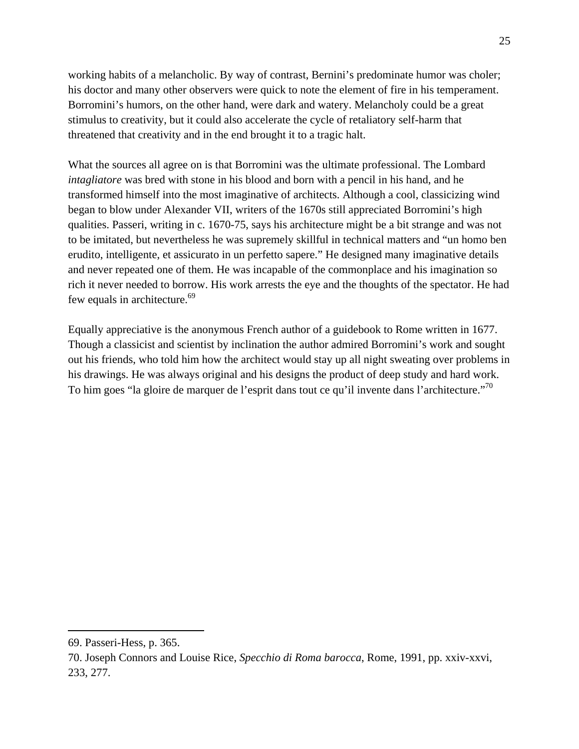working habits of a melancholic. By way of contrast, Bernini's predominate humor was choler; his doctor and many other observers were quick to note the element of fire in his temperament. Borromini's humors, on the other hand, were dark and watery. Melancholy could be a great stimulus to creativity, but it could also accelerate the cycle of retaliatory self-harm that threatened that creativity and in the end brought it to a tragic halt.

What the sources all agree on is that Borromini was the ultimate professional. The Lombard *intagliatore* was bred with stone in his blood and born with a pencil in his hand, and he transformed himself into the most imaginative of architects. Although a cool, classicizing wind began to blow under Alexander VII, writers of the 1670s still appreciated Borromini's high qualities. Passeri, writing in c. 1670-75, says his architecture might be a bit strange and was not to be imitated, but nevertheless he was supremely skillful in technical matters and "un homo ben erudito, intelligente, et assicurato in un perfetto sapere." He designed many imaginative details and never repeated one of them. He was incapable of the commonplace and his imagination so rich it never needed to borrow. His work arrests the eye and the thoughts of the spectator. He had few equals in architecture.[69]

Equally appreciative is the anonymous French author of a guidebook to Rome written in 1677. Though a classicist and scientist by inclination the author admired Borromini's work and sought out his friends, who told him how the architect would stay up all night sweating over problems in his drawings. He was always original and his designs the product of deep study and hard work. To him goes "la gloire de marquer de l'esprit dans tout ce qu'il invente dans l'architecture."[70]

---

69. Passeri-Hess, p. 365.

70. Joseph Connors and Louise Rice, *Specchio di Roma barocca*, Rome, 1991, pp. xxiv-xxvi, 233, 277.